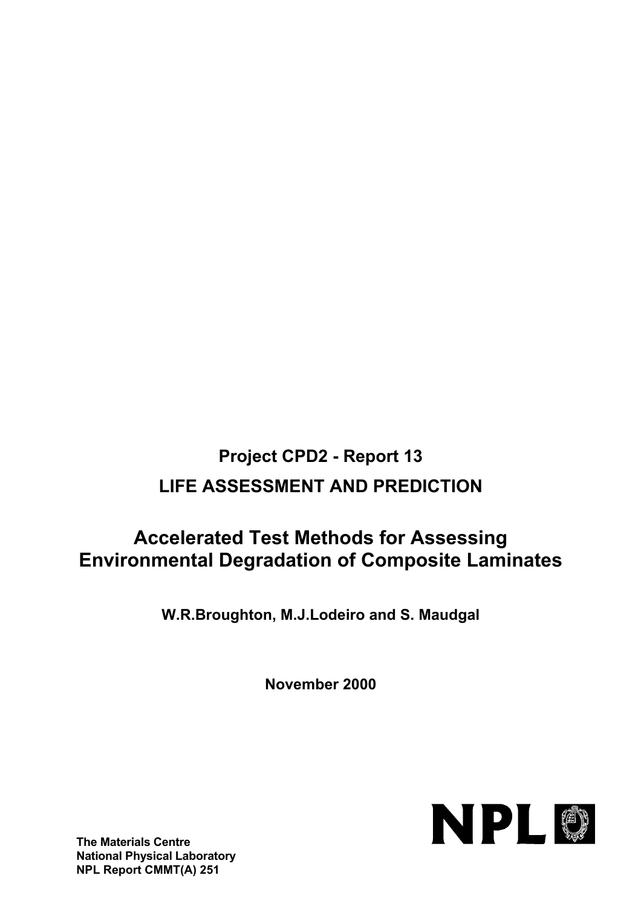**Project CPD2 - Report 13**

**LIFE ASSESSMENT AND PREDICTION**

# Accelerated Test Methods for Assessing Environmental Degradation of Composite Laminates

**W.R.Broughton, M.J.Lodeiro and S. Maudgal**

**November 2000**

NPL

**The Materials Centre**
**National Physical Laboratory**
**NPL Report CMMT(A) 251**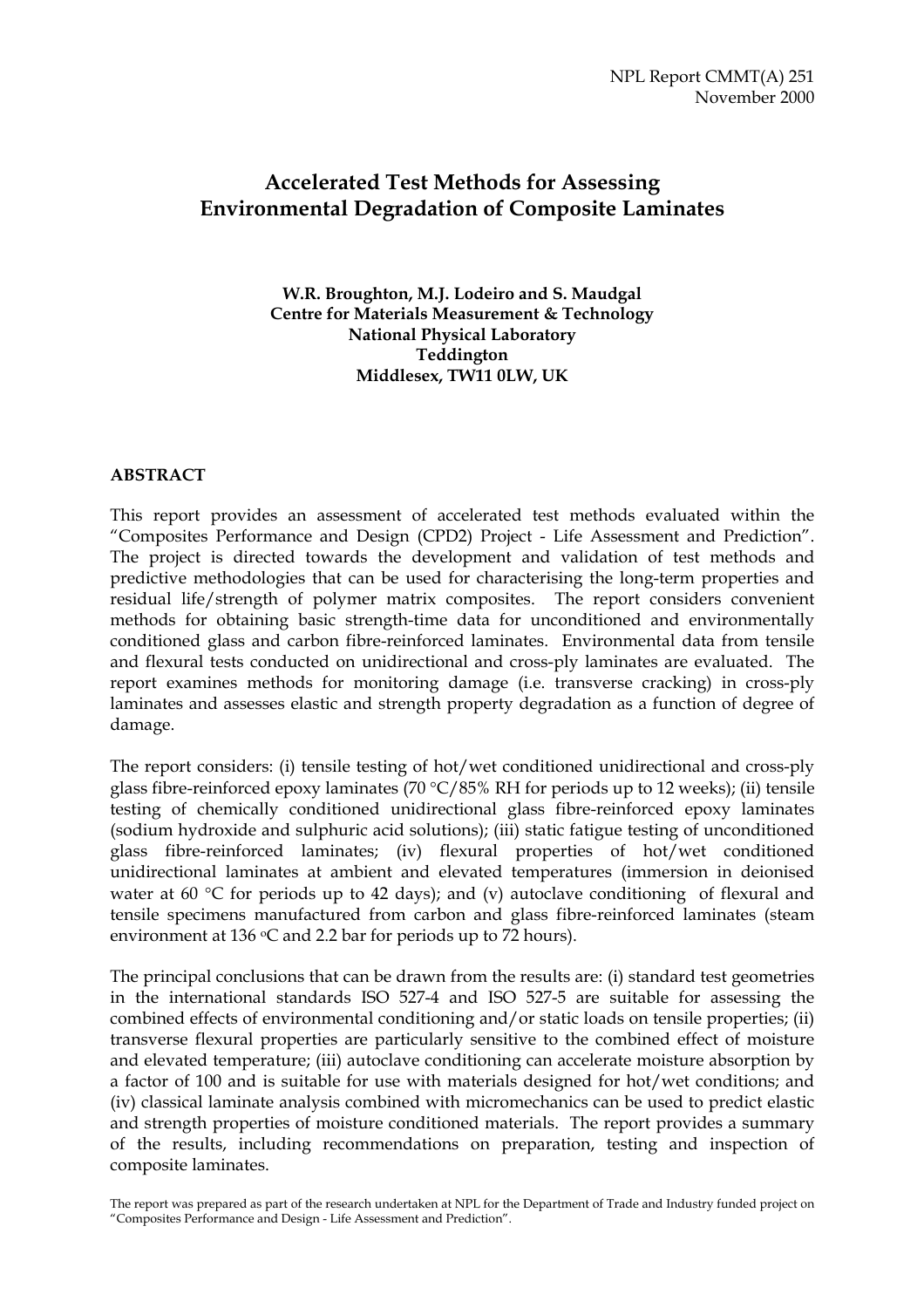NPL Report CMMT(A) 251
November 2000

# Accelerated Test Methods for Assessing Environmental Degradation of Composite Laminates

**W.R. Broughton, M.J. Lodeiro and S. Maudgal**
**Centre for Materials Measurement & Technology**
**National Physical Laboratory**
**Teddington**
**Middlesex, TW11 0LW, UK**

## ABSTRACT

This report provides an assessment of accelerated test methods evaluated within the "Composites Performance and Design (CPD2) Project - Life Assessment and Prediction". The project is directed towards the development and validation of test methods and predictive methodologies that can be used for characterising the long-term properties and residual life/strength of polymer matrix composites. The report considers convenient methods for obtaining basic strength-time data for unconditioned and environmentally conditioned glass and carbon fibre-reinforced laminates. Environmental data from tensile and flexural tests conducted on unidirectional and cross-ply laminates are evaluated. The report examines methods for monitoring damage (i.e. transverse cracking) in cross-ply laminates and assesses elastic and strength property degradation as a function of degree of damage.

The report considers: (i) tensile testing of hot/wet conditioned unidirectional and cross-ply glass fibre-reinforced epoxy laminates (70 °C/85% RH for periods up to 12 weeks); (ii) tensile testing of chemically conditioned unidirectional glass fibre-reinforced epoxy laminates (sodium hydroxide and sulphuric acid solutions); (iii) static fatigue testing of unconditioned glass fibre-reinforced laminates; (iv) flexural properties of hot/wet conditioned unidirectional laminates at ambient and elevated temperatures (immersion in deionised water at 60 °C for periods up to 42 days); and (v) autoclave conditioning of flexural and tensile specimens manufactured from carbon and glass fibre-reinforced laminates (steam environment at 136 °C and 2.2 bar for periods up to 72 hours).

The principal conclusions that can be drawn from the results are: (i) standard test geometries in the international standards ISO 527-4 and ISO 527-5 are suitable for assessing the combined effects of environmental conditioning and/or static loads on tensile properties; (ii) transverse flexural properties are particularly sensitive to the combined effect of moisture and elevated temperature; (iii) autoclave conditioning can accelerate moisture absorption by a factor of 100 and is suitable for use with materials designed for hot/wet conditions; and (iv) classical laminate analysis combined with micromechanics can be used to predict elastic and strength properties of moisture conditioned materials. The report provides a summary of the results, including recommendations on preparation, testing and inspection of composite laminates.

The report was prepared as part of the research undertaken at NPL for the Department of Trade and Industry funded project on "Composites Performance and Design - Life Assessment and Prediction".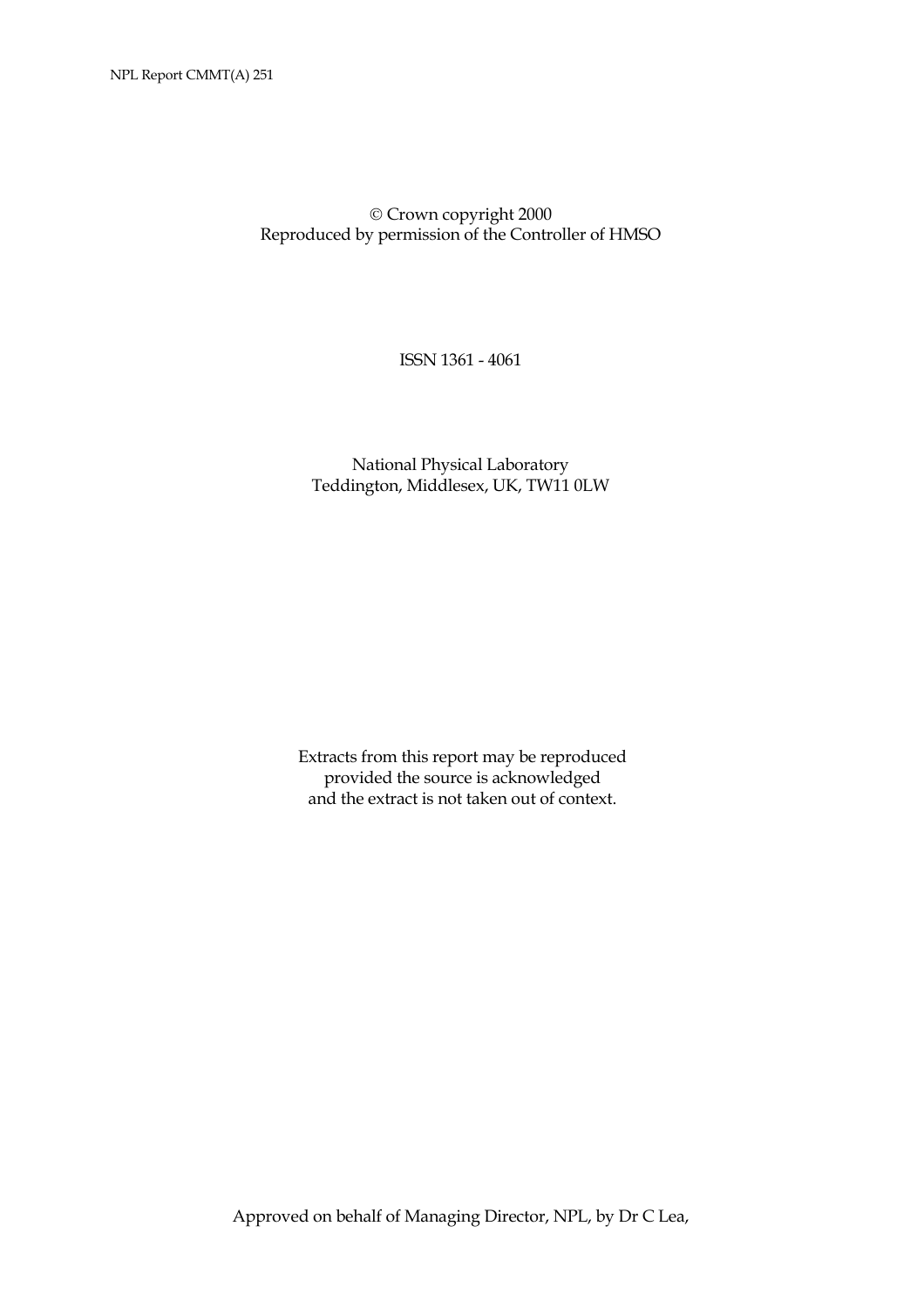© Crown copyright 2000
Reproduced by permission of the Controller of HMSO

ISSN 1361 - 4061

National Physical Laboratory
Teddington, Middlesex, UK, TW11 0LW

Extracts from this report may be reproduced
provided the source is acknowledged
and the extract is not taken out of context.

Approved on behalf of Managing Director, NPL, by Dr C Lea,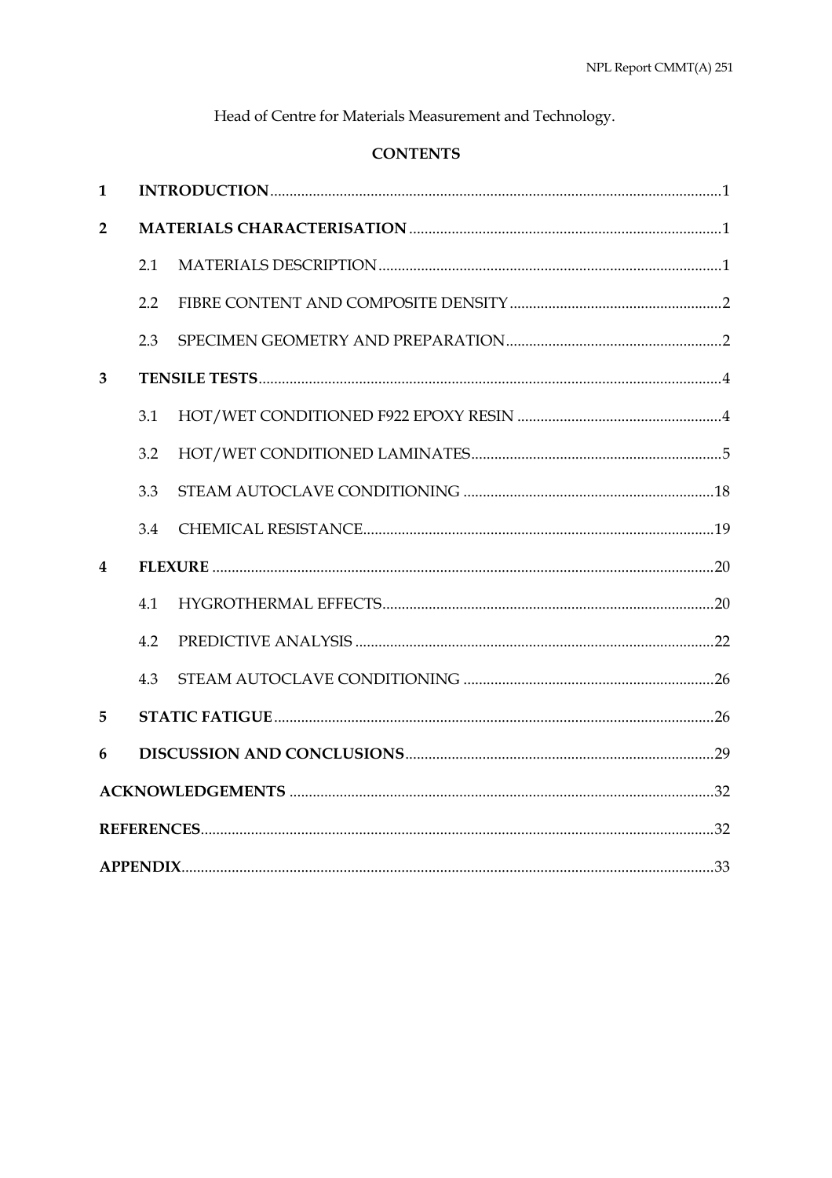Head of Centre for Materials Measurement and Technology.

**CONTENTS**

| | | | |
|---|---|---|---|
| **1** | **INTRODUCTION** | | 1 |
| **2** | **MATERIALS CHARACTERISATION** | | 1 |
| | 2.1 | MATERIALS DESCRIPTION | 1 |
| | 2.2 | FIBRE CONTENT AND COMPOSITE DENSITY | 2 |
| | 2.3 | SPECIMEN GEOMETRY AND PREPARATION | 2 |
| **3** | **TENSILE TESTS** | | 4 |
| | 3.1 | HOT/WET CONDITIONED F922 EPOXY RESIN | 4 |
| | 3.2 | HOT/WET CONDITIONED LAMINATES | 5 |
| | 3.3 | STEAM AUTOCLAVE CONDITIONING | 18 |
| | 3.4 | CHEMICAL RESISTANCE | 19 |
| **4** | **FLEXURE** | | 20 |
| | 4.1 | HYGROTHERMAL EFFECTS | 20 |
| | 4.2 | PREDICTIVE ANALYSIS | 22 |
| | 4.3 | STEAM AUTOCLAVE CONDITIONING | 26 |
| **5** | **STATIC FATIGUE** | | 26 |
| **6** | **DISCUSSION AND CONCLUSIONS** | | 29 |
| **ACKNOWLEDGEMENTS** | | | 32 |
| **REFERENCES** | | | 32 |
| **APPENDIX** | | | 33 |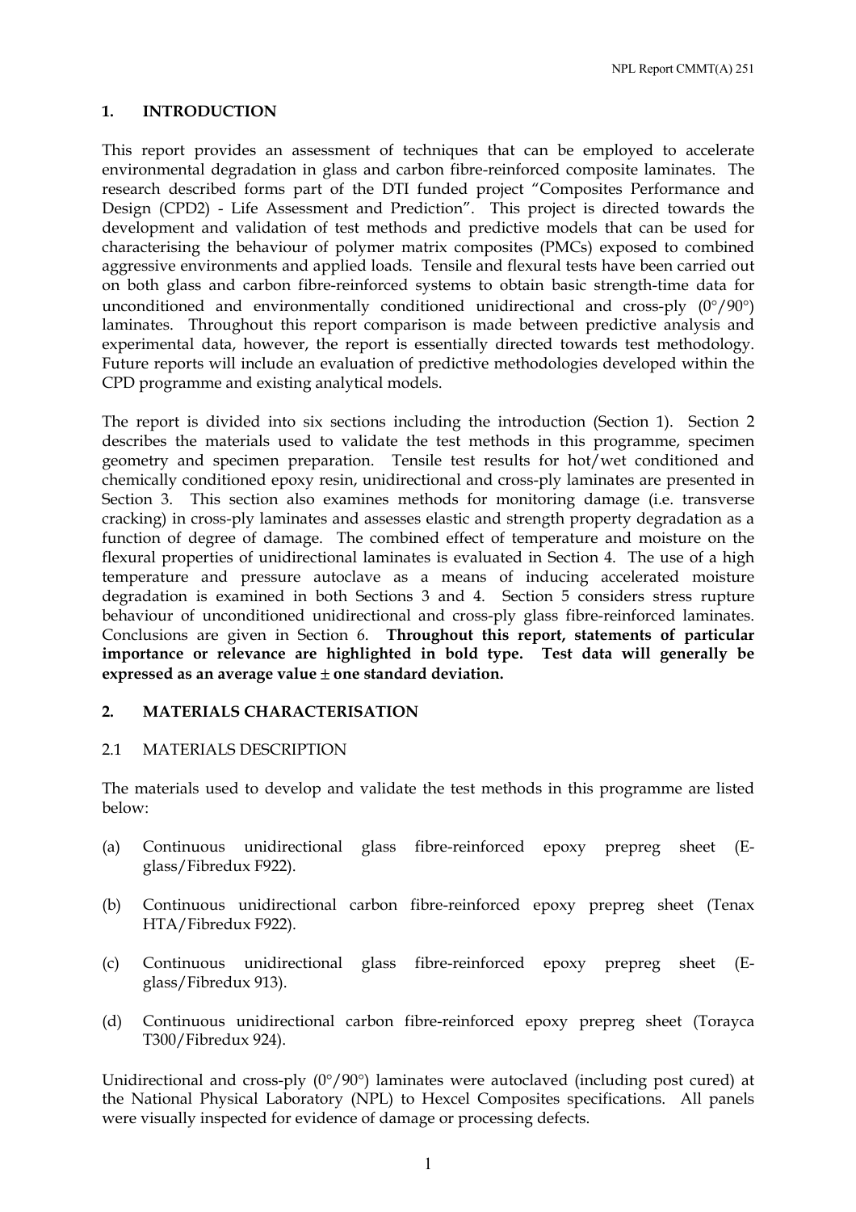## 1. INTRODUCTION

This report provides an assessment of techniques that can be employed to accelerate environmental degradation in glass and carbon fibre-reinforced composite laminates. The research described forms part of the DTI funded project "Composites Performance and Design (CPD2) - Life Assessment and Prediction". This project is directed towards the development and validation of test methods and predictive models that can be used for characterising the behaviour of polymer matrix composites (PMCs) exposed to combined aggressive environments and applied loads. Tensile and flexural tests have been carried out on both glass and carbon fibre-reinforced systems to obtain basic strength-time data for unconditioned and environmentally conditioned unidirectional and cross-ply (0°/90°) laminates. Throughout this report comparison is made between predictive analysis and experimental data, however, the report is essentially directed towards test methodology. Future reports will include an evaluation of predictive methodologies developed within the CPD programme and existing analytical models.

The report is divided into six sections including the introduction (Section 1). Section 2 describes the materials used to validate the test methods in this programme, specimen geometry and specimen preparation. Tensile test results for hot/wet conditioned and chemically conditioned epoxy resin, unidirectional and cross-ply laminates are presented in Section 3. This section also examines methods for monitoring damage (i.e. transverse cracking) in cross-ply laminates and assesses elastic and strength property degradation as a function of degree of damage. The combined effect of temperature and moisture on the flexural properties of unidirectional laminates is evaluated in Section 4. The use of a high temperature and pressure autoclave as a means of inducing accelerated moisture degradation is examined in both Sections 3 and 4. Section 5 considers stress rupture behaviour of unconditioned unidirectional and cross-ply glass fibre-reinforced laminates. Conclusions are given in Section 6. **Throughout this report, statements of particular importance or relevance are highlighted in bold type. Test data will generally be expressed as an average value ± one standard deviation.**

## 2. MATERIALS CHARACTERISATION

### 2.1 MATERIALS DESCRIPTION

The materials used to develop and validate the test methods in this programme are listed below:

(a) Continuous unidirectional glass fibre-reinforced epoxy prepreg sheet (E-glass/Fibredux F922).

(b) Continuous unidirectional carbon fibre-reinforced epoxy prepreg sheet (Tenax HTA/Fibredux F922).

(c) Continuous unidirectional glass fibre-reinforced epoxy prepreg sheet (E-glass/Fibredux 913).

(d) Continuous unidirectional carbon fibre-reinforced epoxy prepreg sheet (Torayca T300/Fibredux 924).

Unidirectional and cross-ply (0°/90°) laminates were autoclaved (including post cured) at the National Physical Laboratory (NPL) to Hexcel Composites specifications. All panels were visually inspected for evidence of damage or processing defects.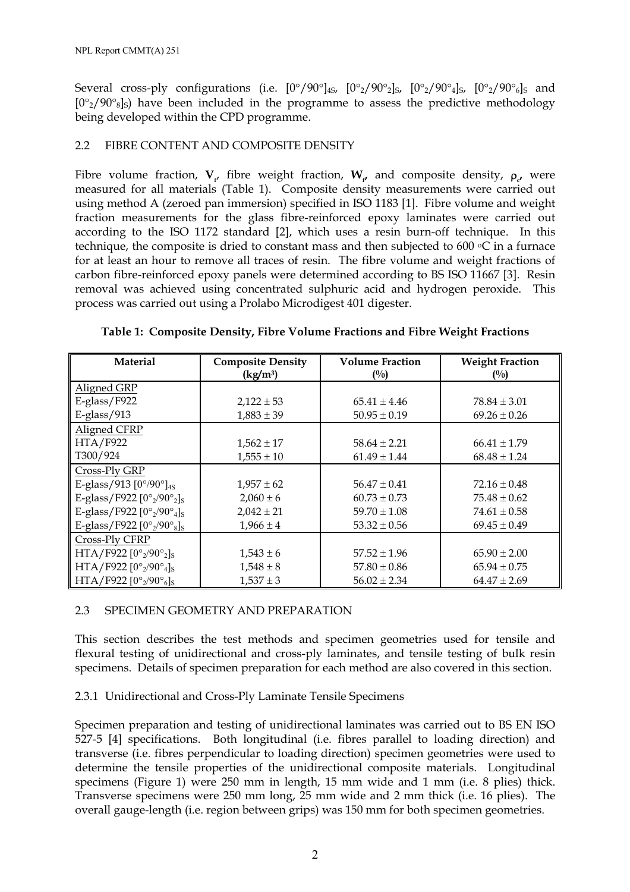Several cross-ply configurations (i.e. $[0°/90°]_{4S}$, $[0°_2/90°_2]_S$, $[0°_2/90°_4]_S$, $[0°_2/90°_6]_S$ and $[0°_2/90°_8]_S$) have been included in the programme to assess the predictive methodology being developed within the CPD programme.

## 2.2 FIBRE CONTENT AND COMPOSITE DENSITY

Fibre volume fraction, $\mathbf{V}_f$, fibre weight fraction, $\mathbf{W}_f$, and composite density, $\rho_c$, were measured for all materials (Table 1). Composite density measurements were carried out using method A (zeroed pan immersion) specified in ISO 1183 [1]. Fibre volume and weight fraction measurements for the glass fibre-reinforced epoxy laminates were carried out according to the ISO 1172 standard [2], which uses a resin burn-off technique. In this technique, the composite is dried to constant mass and then subjected to 600 °C in a furnace for at least an hour to remove all traces of resin. The fibre volume and weight fractions of carbon fibre-reinforced epoxy panels were determined according to BS ISO 11667 [3]. Resin removal was achieved using concentrated sulphuric acid and hydrogen peroxide. This process was carried out using a Prolabo Microdigest 401 digester.

**Table 1: Composite Density, Fibre Volume Fractions and Fibre Weight Fractions**

| Material | Composite Density (kg/m³) | Volume Fraction (%) | Weight Fraction (%) |
|---|---|---|---|
| Aligned GRP | | | |
| E-glass/F922 | 2,122 ± 53 | 65.41 ± 4.46 | 78.84 ± 3.01 |
| E-glass/913 | 1,883 ± 39 | 50.95 ± 0.19 | 69.26 ± 0.26 |
| Aligned CFRP | | | |
| HTA/F922 | 1,562 ± 17 | 58.64 ± 2.21 | 66.41 ± 1.79 |
| T300/924 | 1,555 ± 10 | 61.49 ± 1.44 | 68.48 ± 1.24 |
| Cross-Ply GRP | | | |
| E-glass/913 $[0°/90°]_{4S}$ | 1,957 ± 62 | 56.47 ± 0.41 | 72.16 ± 0.48 |
| E-glass/F922 $[0°_2/90°_2]_S$ | 2,060 ± 6 | 60.73 ± 0.73 | 75.48 ± 0.62 |
| E-glass/F922 $[0°_2/90°_4]_S$ | 2,042 ± 21 | 59.70 ± 1.08 | 74.61 ± 0.58 |
| E-glass/F922 $[0°_2/90°_8]_S$ | 1,966 ± 4 | 53.32 ± 0.56 | 69.45 ± 0.49 |
| Cross-Ply CFRP | | | |
| HTA/F922 $[0°_2/90°_2]_S$ | 1,543 ± 6 | 57.52 ± 1.96 | 65.90 ± 2.00 |
| HTA/F922 $[0°_2/90°_4]_S$ | 1,548 ± 8 | 57.80 ± 0.86 | 65.94 ± 0.75 |
| HTA/F922 $[0°_2/90°_6]_S$ | 1,537 ± 3 | 56.02 ± 2.34 | 64.47 ± 2.69 |

## 2.3 SPECIMEN GEOMETRY AND PREPARATION

This section describes the test methods and specimen geometries used for tensile and flexural testing of unidirectional and cross-ply laminates, and tensile testing of bulk resin specimens. Details of specimen preparation for each method are also covered in this section.

### 2.3.1 Unidirectional and Cross-Ply Laminate Tensile Specimens

Specimen preparation and testing of unidirectional laminates was carried out to BS EN ISO 527-5 [4] specifications. Both longitudinal (i.e. fibres parallel to loading direction) and transverse (i.e. fibres perpendicular to loading direction) specimen geometries were used to determine the tensile properties of the unidirectional composite materials. Longitudinal specimens (Figure 1) were 250 mm in length, 15 mm wide and 1 mm (i.e. 8 plies) thick. Transverse specimens were 250 mm long, 25 mm wide and 2 mm thick (i.e. 16 plies). The overall gauge-length (i.e. region between grips) was 150 mm for both specimen geometries.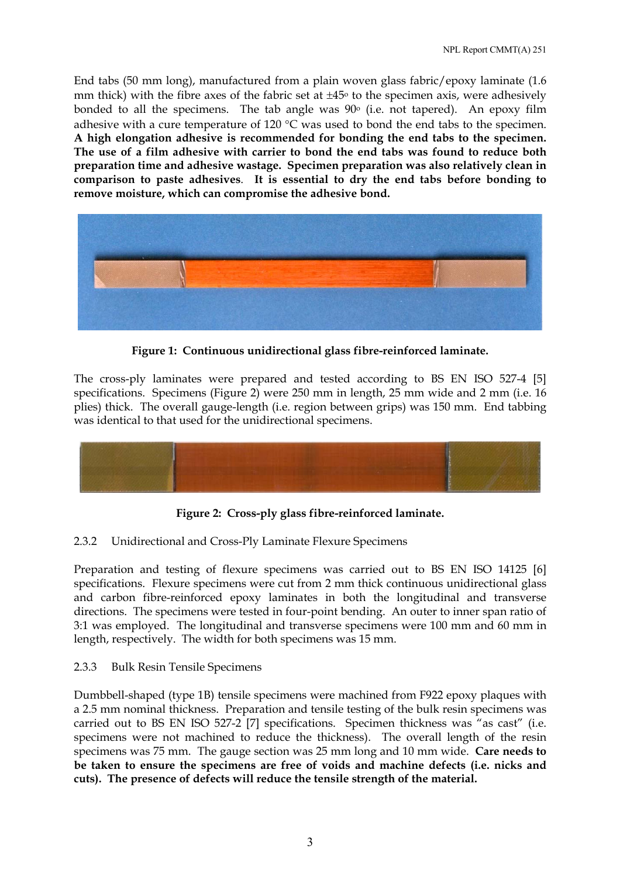End tabs (50 mm long), manufactured from a plain woven glass fabric/epoxy laminate (1.6 mm thick) with the fibre axes of the fabric set at ±45º to the specimen axis, were adhesively bonded to all the specimens. The tab angle was 90º (i.e. not tapered). An epoxy film adhesive with a cure temperature of 120 °C was used to bond the end tabs to the specimen. **A high elongation adhesive is recommended for bonding the end tabs to the specimen. The use of a film adhesive with carrier to bond the end tabs was found to reduce both preparation time and adhesive wastage. Specimen preparation was also relatively clean in comparison to paste adhesives**. **It is essential to dry the end tabs before bonding to remove moisture, which can compromise the adhesive bond.**

**Figure 1: Continuous unidirectional glass fibre-reinforced laminate.**

The cross-ply laminates were prepared and tested according to BS EN ISO 527-4 [5] specifications. Specimens (Figure 2) were 250 mm in length, 25 mm wide and 2 mm (i.e. 16 plies) thick. The overall gauge-length (i.e. region between grips) was 150 mm. End tabbing was identical to that used for the unidirectional specimens.

**Figure 2: Cross-ply glass fibre-reinforced laminate.**

### 2.3.2 Unidirectional and Cross-Ply Laminate Flexure Specimens

Preparation and testing of flexure specimens was carried out to BS EN ISO 14125 [6] specifications. Flexure specimens were cut from 2 mm thick continuous unidirectional glass and carbon fibre-reinforced epoxy laminates in both the longitudinal and transverse directions. The specimens were tested in four-point bending. An outer to inner span ratio of 3:1 was employed. The longitudinal and transverse specimens were 100 mm and 60 mm in length, respectively. The width for both specimens was 15 mm.

### 2.3.3 Bulk Resin Tensile Specimens

Dumbbell-shaped (type 1B) tensile specimens were machined from F922 epoxy plaques with a 2.5 mm nominal thickness. Preparation and tensile testing of the bulk resin specimens was carried out to BS EN ISO 527-2 [7] specifications. Specimen thickness was "as cast" (i.e. specimens were not machined to reduce the thickness). The overall length of the resin specimens was 75 mm. The gauge section was 25 mm long and 10 mm wide. **Care needs to be taken to ensure the specimens are free of voids and machine defects (i.e. nicks and cuts). The presence of defects will reduce the tensile strength of the material.**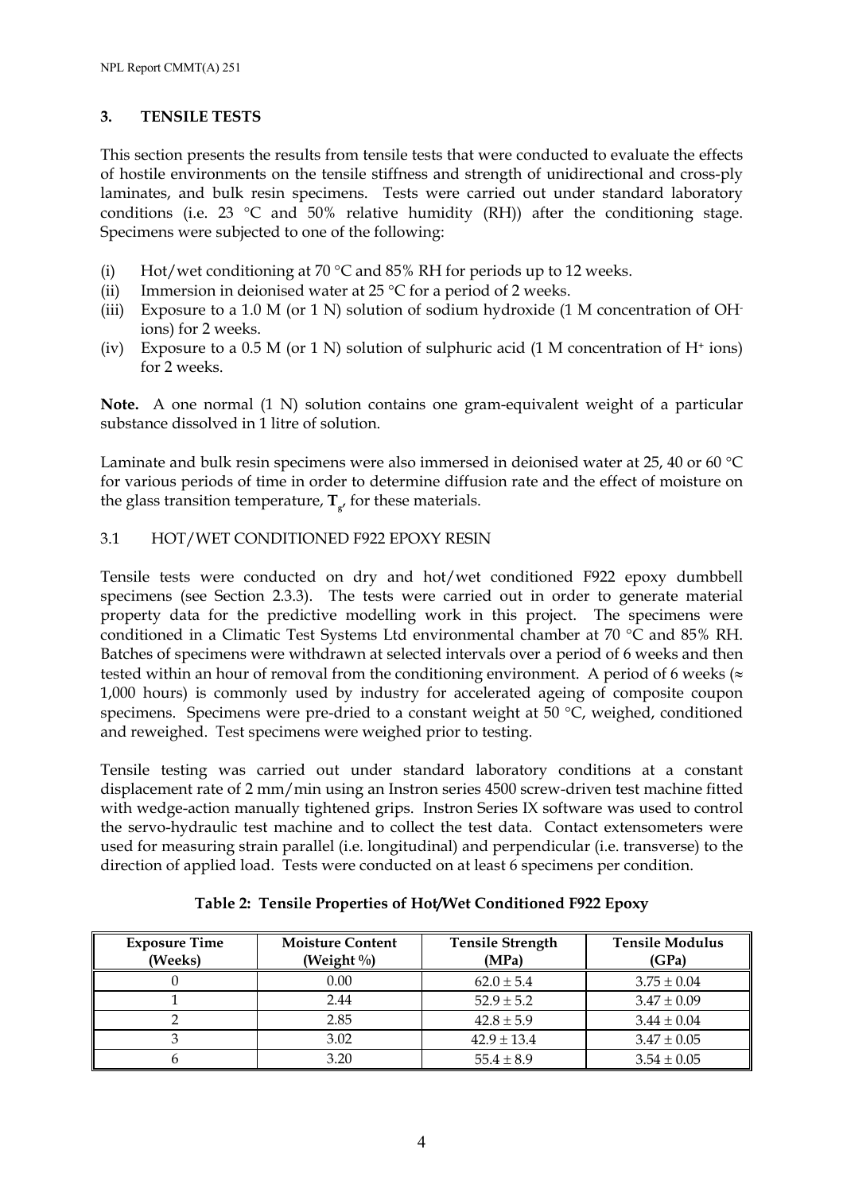## 3. TENSILE TESTS

This section presents the results from tensile tests that were conducted to evaluate the effects of hostile environments on the tensile stiffness and strength of unidirectional and cross-ply laminates, and bulk resin specimens. Tests were carried out under standard laboratory conditions (i.e. 23 °C and 50% relative humidity (RH)) after the conditioning stage. Specimens were subjected to one of the following:

(i) Hot/wet conditioning at 70 °C and 85% RH for periods up to 12 weeks.
(ii) Immersion in deionised water at 25 °C for a period of 2 weeks.
(iii) Exposure to a 1.0 M (or 1 N) solution of sodium hydroxide (1 M concentration of $OH^-$ ions) for 2 weeks.
(iv) Exposure to a 0.5 M (or 1 N) solution of sulphuric acid (1 M concentration of $H^+$ ions) for 2 weeks.

**Note.** A one normal (1 N) solution contains one gram-equivalent weight of a particular substance dissolved in 1 litre of solution.

Laminate and bulk resin specimens were also immersed in deionised water at 25, 40 or 60 °C for various periods of time in order to determine diffusion rate and the effect of moisture on the glass transition temperature, $\mathbf{T}_g$, for these materials.

### 3.1 HOT/WET CONDITIONED F922 EPOXY RESIN

Tensile tests were conducted on dry and hot/wet conditioned F922 epoxy dumbbell specimens (see Section 2.3.3). The tests were carried out in order to generate material property data for the predictive modelling work in this project. The specimens were conditioned in a Climatic Test Systems Ltd environmental chamber at 70 °C and 85% RH. Batches of specimens were withdrawn at selected intervals over a period of 6 weeks and then tested within an hour of removal from the conditioning environment. A period of 6 weeks (≈ 1,000 hours) is commonly used by industry for accelerated ageing of composite coupon specimens. Specimens were pre-dried to a constant weight at 50 °C, weighed, conditioned and reweighed. Test specimens were weighed prior to testing.

Tensile testing was carried out under standard laboratory conditions at a constant displacement rate of 2 mm/min using an Instron series 4500 screw-driven test machine fitted with wedge-action manually tightened grips. Instron Series IX software was used to control the servo-hydraulic test machine and to collect the test data. Contact extensometers were used for measuring strain parallel (i.e. longitudinal) and perpendicular (i.e. transverse) to the direction of applied load. Tests were conducted on at least 6 specimens per condition.

**Table 2: Tensile Properties of Hot/Wet Conditioned F922 Epoxy**

| Exposure Time (Weeks) | Moisture Content (Weight %) | Tensile Strength (MPa) | Tensile Modulus (GPa) |
|---|---|---|---|
| 0 | 0.00 | 62.0 ± 5.4 | 3.75 ± 0.04 |
| 1 | 2.44 | 52.9 ± 5.2 | 3.47 ± 0.09 |
| 2 | 2.85 | 42.8 ± 5.9 | 3.44 ± 0.04 |
| 3 | 3.02 | 42.9 ± 13.4 | 3.47 ± 0.05 |
| 6 | 3.20 | 55.4 ± 8.9 | 3.54 ± 0.05 |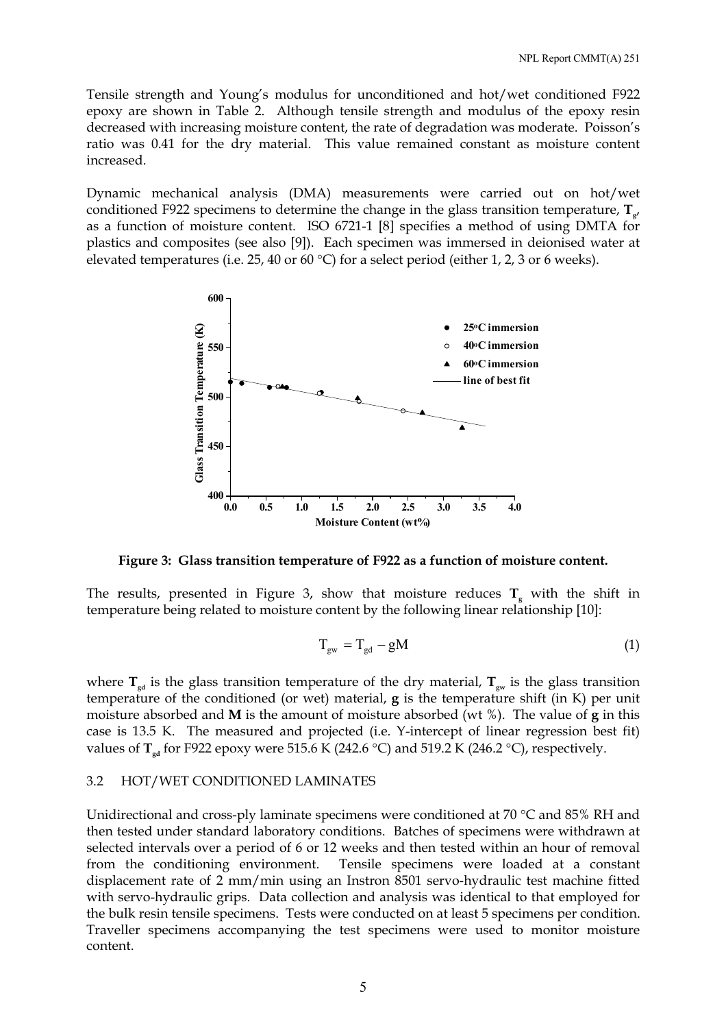Tensile strength and Young's modulus for unconditioned and hot/wet conditioned F922 epoxy are shown in Table 2. Although tensile strength and modulus of the epoxy resin decreased with increasing moisture content, the rate of degradation was moderate. Poisson's ratio was 0.41 for the dry material. This value remained constant as moisture content increased.

Dynamic mechanical analysis (DMA) measurements were carried out on hot/wet conditioned F922 specimens to determine the change in the glass transition temperature, $\mathbf{T_g}$, as a function of moisture content. ISO 6721-1 [8] specifies a method of using DMTA for plastics and composites (see also [9]). Each specimen was immersed in deionised water at elevated temperatures (i.e. 25, 40 or 60 °C) for a select period (either 1, 2, 3 or 6 weeks).

**Figure 3: Glass transition temperature of F922 as a function of moisture content.**

The results, presented in Figure 3, show that moisture reduces $\mathbf{T_g}$ with the shift in temperature being related to moisture content by the following linear relationship [10]:

$$T_{gw} = T_{gd} - gM \tag{1}$$

where $\mathbf{T_{gd}}$ is the glass transition temperature of the dry material, $\mathbf{T_{gw}}$ is the glass transition temperature of the conditioned (or wet) material, $\mathbf{g}$ is the temperature shift (in K) per unit moisture absorbed and $\mathbf{M}$ is the amount of moisture absorbed (wt %). The value of $\mathbf{g}$ in this case is 13.5 K. The measured and projected (i.e. Y-intercept of linear regression best fit) values of $\mathbf{T_{gd}}$ for F922 epoxy were 515.6 K (242.6 °C) and 519.2 K (246.2 °C), respectively.

## 3.2 HOT/WET CONDITIONED LAMINATES

Unidirectional and cross-ply laminate specimens were conditioned at 70 °C and 85% RH and then tested under standard laboratory conditions. Batches of specimens were withdrawn at selected intervals over a period of 6 or 12 weeks and then tested within an hour of removal from the conditioning environment. Tensile specimens were loaded at a constant displacement rate of 2 mm/min using an Instron 8501 servo-hydraulic test machine fitted with servo-hydraulic grips. Data collection and analysis was identical to that employed for the bulk resin tensile specimens. Tests were conducted on at least 5 specimens per condition. Traveller specimens accompanying the test specimens were used to monitor moisture content.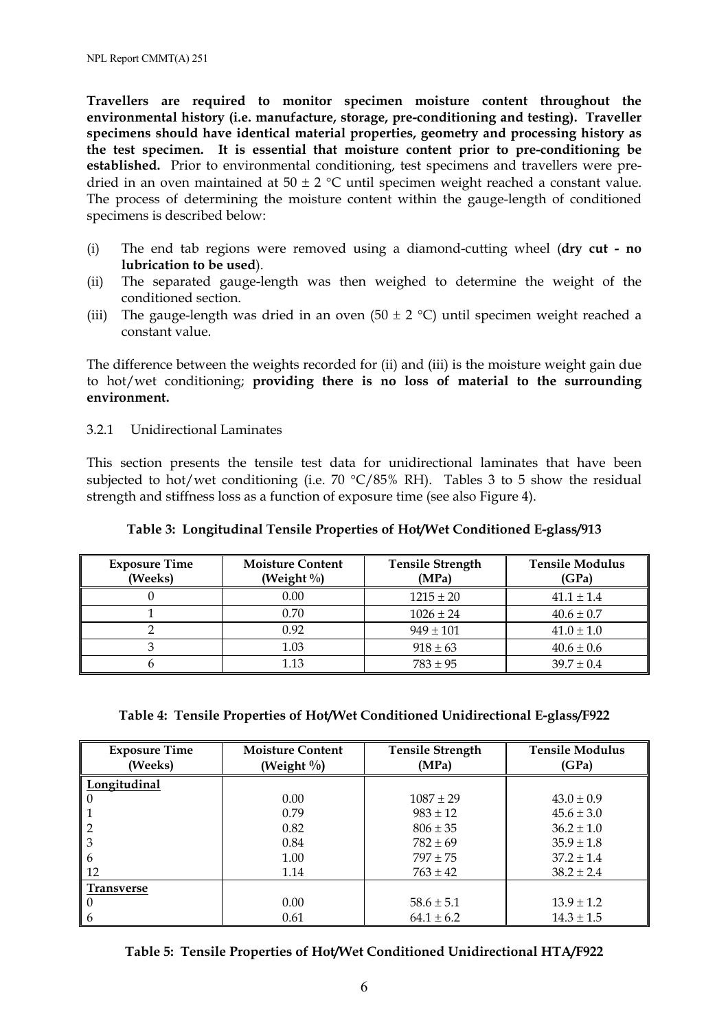**Travellers are required to monitor specimen moisture content throughout the environmental history (i.e. manufacture, storage, pre-conditioning and testing). Traveller specimens should have identical material properties, geometry and processing history as the test specimen. It is essential that moisture content prior to pre-conditioning be established.** Prior to environmental conditioning, test specimens and travellers were pre-dried in an oven maintained at 50 ± 2 °C until specimen weight reached a constant value. The process of determining the moisture content within the gauge-length of conditioned specimens is described below:

(i) The end tab regions were removed using a diamond-cutting wheel (**dry cut - no lubrication to be used**).
(ii) The separated gauge-length was then weighed to determine the weight of the conditioned section.
(iii) The gauge-length was dried in an oven (50 ± 2 °C) until specimen weight reached a constant value.

The difference between the weights recorded for (ii) and (iii) is the moisture weight gain due to hot/wet conditioning; **providing there is no loss of material to the surrounding environment.**

### 3.2.1 Unidirectional Laminates

This section presents the tensile test data for unidirectional laminates that have been subjected to hot/wet conditioning (i.e. 70 °C/85% RH). Tables 3 to 5 show the residual strength and stiffness loss as a function of exposure time (see also Figure 4).

**Table 3: Longitudinal Tensile Properties of Hot/Wet Conditioned E-glass/913**

| Exposure Time (Weeks) | Moisture Content (Weight %) | Tensile Strength (MPa) | Tensile Modulus (GPa) |
|---|---|---|---|
| 0 | 0.00 | 1215 ± 20 | 41.1 ± 1.4 |
| 1 | 0.70 | 1026 ± 24 | 40.6 ± 0.7 |
| 2 | 0.92 | 949 ± 101 | 41.0 ± 1.0 |
| 3 | 1.03 | 918 ± 63 | 40.6 ± 0.6 |
| 6 | 1.13 | 783 ± 95 | 39.7 ± 0.4 |

**Table 4: Tensile Properties of Hot/Wet Conditioned Unidirectional E-glass/F922**

| Exposure Time (Weeks) | Moisture Content (Weight %) | Tensile Strength (MPa) | Tensile Modulus (GPa) |
|---|---|---|---|
| **Longitudinal** | | | |
| 0 | 0.00 | 1087 ± 29 | 43.0 ± 0.9 |
| 1 | 0.79 | 983 ± 12 | 45.6 ± 3.0 |
| 2 | 0.82 | 806 ± 35 | 36.2 ± 1.0 |
| 3 | 0.84 | 782 ± 69 | 35.9 ± 1.8 |
| 6 | 1.00 | 797 ± 75 | 37.2 ± 1.4 |
| 12 | 1.14 | 763 ± 42 | 38.2 ± 2.4 |
| **Transverse** | | | |
| 0 | 0.00 | 58.6 ± 5.1 | 13.9 ± 1.2 |
| 6 | 0.61 | 64.1 ± 6.2 | 14.3 ± 1.5 |

**Table 5: Tensile Properties of Hot/Wet Conditioned Unidirectional HTA/F922**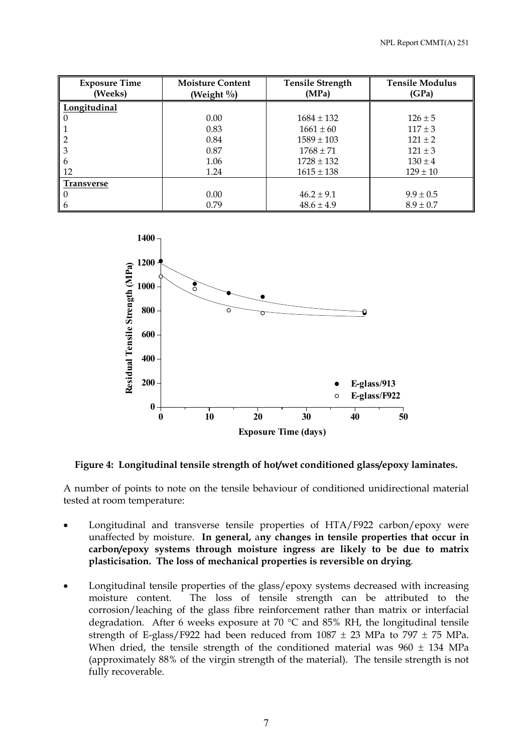| Exposure Time (Weeks) | Moisture Content (Weight %) | Tensile Strength (MPa) | Tensile Modulus (GPa) |
|---|---|---|---|
| **Longitudinal** | | | |
| 0 | 0.00 | 1684 ± 132 | 126 ± 5 |
| 1 | 0.83 | 1661 ± 60 | 117 ± 3 |
| 2 | 0.84 | 1589 ± 103 | 121 ± 2 |
| 3 | 0.87 | 1768 ± 71 | 121 ± 3 |
| 6 | 1.06 | 1728 ± 132 | 130 ± 4 |
| 12 | 1.24 | 1615 ± 138 | 129 ± 10 |
| **Transverse** | | | |
| 0 | 0.00 | 46.2 ± 9.1 | 9.9 ± 0.5 |
| 6 | 0.79 | 48.6 ± 4.9 | 8.9 ± 0.7 |

**Figure 4: Longitudinal tensile strength of hot/wet conditioned glass/epoxy laminates.**

A number of points to note on the tensile behaviour of conditioned unidirectional material tested at room temperature:

- Longitudinal and transverse tensile properties of HTA/F922 carbon/epoxy were unaffected by moisture. **In general, any changes in tensile properties that occur in carbon/epoxy systems through moisture ingress are likely to be due to matrix plasticisation. The loss of mechanical properties is reversible on drying**.

- Longitudinal tensile properties of the glass/epoxy systems decreased with increasing moisture content. The loss of tensile strength can be attributed to the corrosion/leaching of the glass fibre reinforcement rather than matrix or interfacial degradation. After 6 weeks exposure at 70 °C and 85% RH, the longitudinal tensile strength of E-glass/F922 had been reduced from 1087 ± 23 MPa to 797 ± 75 MPa. When dried, the tensile strength of the conditioned material was 960 ± 134 MPa (approximately 88% of the virgin strength of the material). The tensile strength is not fully recoverable.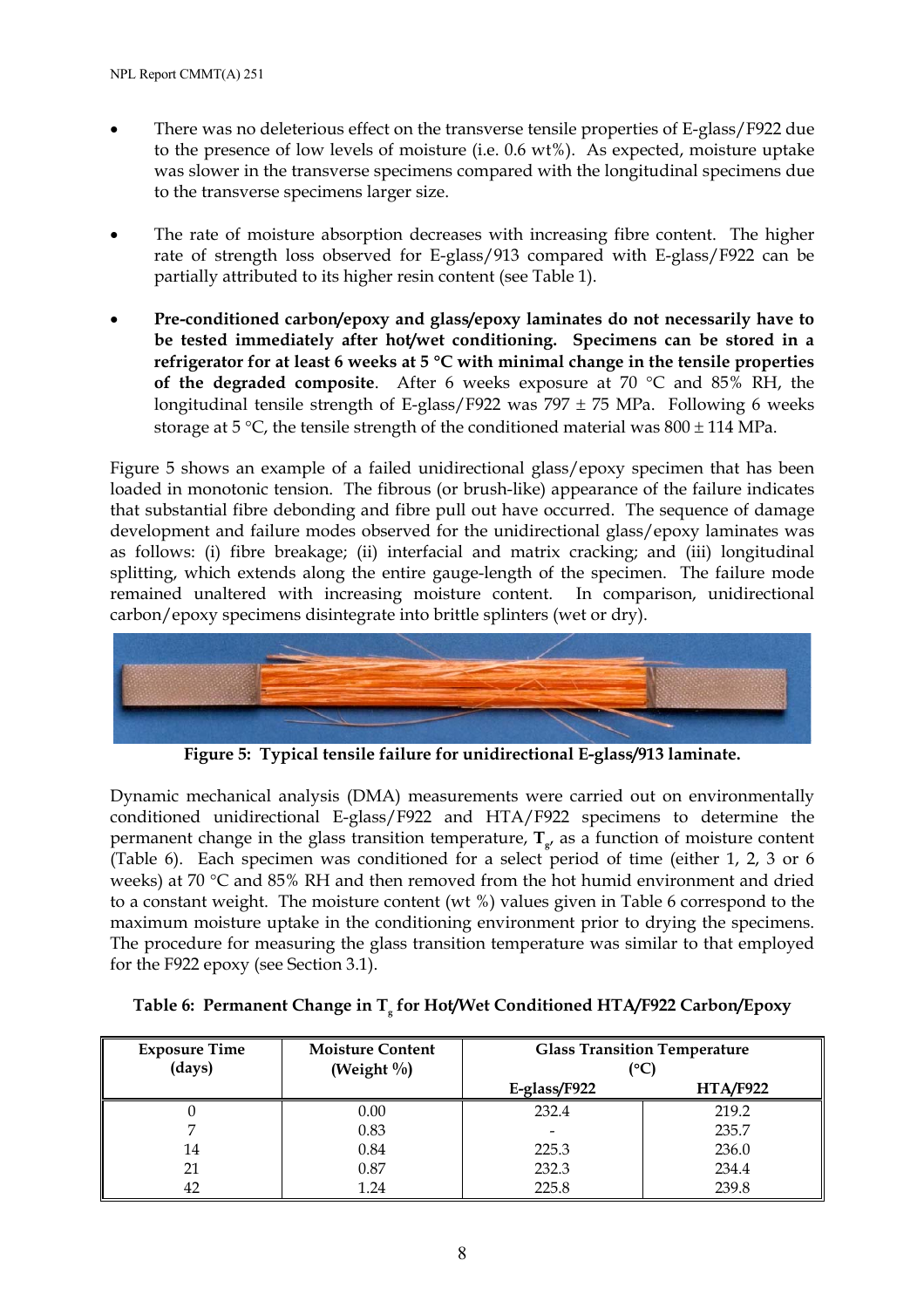- There was no deleterious effect on the transverse tensile properties of E-glass/F922 due to the presence of low levels of moisture (i.e. 0.6 wt%). As expected, moisture uptake was slower in the transverse specimens compared with the longitudinal specimens due to the transverse specimens larger size.

- The rate of moisture absorption decreases with increasing fibre content. The higher rate of strength loss observed for E-glass/913 compared with E-glass/F922 can be partially attributed to its higher resin content (see Table 1).

- **Pre-conditioned carbon/epoxy and glass/epoxy laminates do not necessarily have to be tested immediately after hot/wet conditioning. Specimens can be stored in a refrigerator for at least 6 weeks at 5 °C with minimal change in the tensile properties of the degraded composite**. After 6 weeks exposure at 70 °C and 85% RH, the longitudinal tensile strength of E-glass/F922 was 797 ± 75 MPa. Following 6 weeks storage at 5 °C, the tensile strength of the conditioned material was 800 ± 114 MPa.

Figure 5 shows an example of a failed unidirectional glass/epoxy specimen that has been loaded in monotonic tension. The fibrous (or brush-like) appearance of the failure indicates that substantial fibre debonding and fibre pull out have occurred. The sequence of damage development and failure modes observed for the unidirectional glass/epoxy laminates was as follows: (i) fibre breakage; (ii) interfacial and matrix cracking; and (iii) longitudinal splitting, which extends along the entire gauge-length of the specimen. The failure mode remained unaltered with increasing moisture content. In comparison, unidirectional carbon/epoxy specimens disintegrate into brittle splinters (wet or dry).

**Figure 5: Typical tensile failure for unidirectional E-glass/913 laminate.**

Dynamic mechanical analysis (DMA) measurements were carried out on environmentally conditioned unidirectional E-glass/F922 and HTA/F922 specimens to determine the permanent change in the glass transition temperature, $\mathbf{T_g}$, as a function of moisture content (Table 6). Each specimen was conditioned for a select period of time (either 1, 2, 3 or 6 weeks) at 70 °C and 85% RH and then removed from the hot humid environment and dried to a constant weight. The moisture content (wt %) values given in Table 6 correspond to the maximum moisture uptake in the conditioning environment prior to drying the specimens. The procedure for measuring the glass transition temperature was similar to that employed for the F922 epoxy (see Section 3.1).

**Table 6: Permanent Change in $T_g$ for Hot/Wet Conditioned HTA/F922 Carbon/Epoxy**

| Exposure Time (days) | Moisture Content (Weight %) | Glass Transition Temperature (°C) | |
|---|---|---|---|
| | | E-glass/F922 | HTA/F922 |
| 0 | 0.00 | 232.4 | 219.2 |
| 7 | 0.83 | - | 235.7 |
| 14 | 0.84 | 225.3 | 236.0 |
| 21 | 0.87 | 232.3 | 234.4 |
| 42 | 1.24 | 225.8 | 239.8 |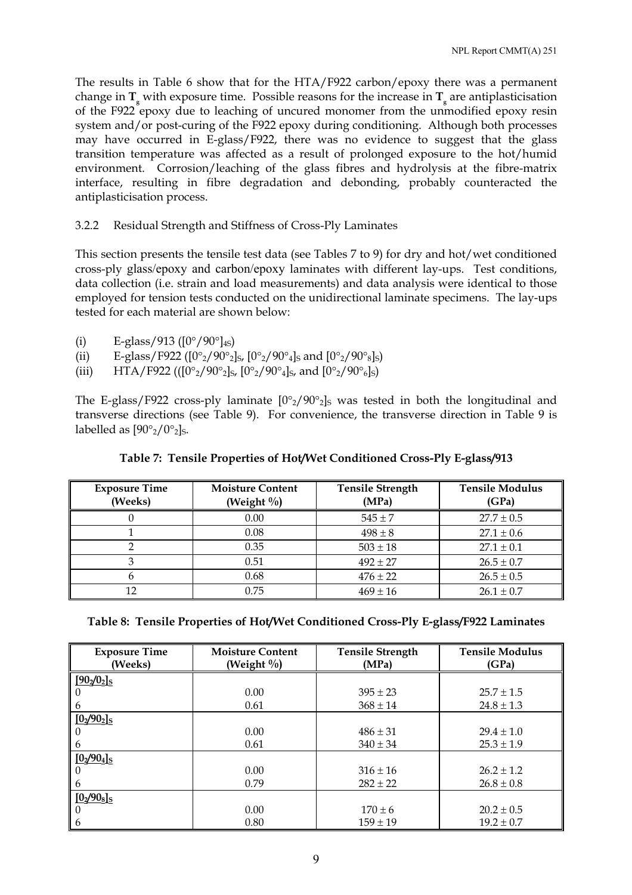The results in Table 6 show that for the HTA/F922 carbon/epoxy there was a permanent change in $\mathbf{T}_g$ with exposure time. Possible reasons for the increase in $\mathbf{T}_g$ are antiplasticisation of the F922 epoxy due to leaching of uncured monomer from the unmodified epoxy resin system and/or post-curing of the F922 epoxy during conditioning. Although both processes may have occurred in E-glass/F922, there was no evidence to suggest that the glass transition temperature was affected as a result of prolonged exposure to the hot/humid environment. Corrosion/leaching of the glass fibres and hydrolysis at the fibre-matrix interface, resulting in fibre degradation and debonding, probably counteracted the antiplasticisation process.

### 3.2.2 Residual Strength and Stiffness of Cross-Ply Laminates

This section presents the tensile test data (see Tables 7 to 9) for dry and hot/wet conditioned cross-ply glass/epoxy and carbon/epoxy laminates with different lay-ups. Test conditions, data collection (i.e. strain and load measurements) and data analysis were identical to those employed for tension tests conducted on the unidirectional laminate specimens. The lay-ups tested for each material are shown below:

(i) E-glass/913 ($[0°/90°]_{4S}$)

(ii) E-glass/F922 ($[0°_2/90°_2]_S$, $[0°_2/90°_4]_S$ and $[0°_2/90°_8]_S$)

(iii) HTA/F922 (($[0°_2/90°_2]_S$, $[0°_2/90°_4]_S$, and $[0°_2/90°_6]_S$)

The E-glass/F922 cross-ply laminate $[0°_2/90°_2]_S$ was tested in both the longitudinal and transverse directions (see Table 9). For convenience, the transverse direction in Table 9 is labelled as $[90°_2/0°_2]_S$.

**Table 7: Tensile Properties of Hot/Wet Conditioned Cross-Ply E-glass/913**

| Exposure Time (Weeks) | Moisture Content (Weight %) | Tensile Strength (MPa) | Tensile Modulus (GPa) |
|---|---|---|---|
| 0 | 0.00 | 545 ± 7 | 27.7 ± 0.5 |
| 1 | 0.08 | 498 ± 8 | 27.1 ± 0.6 |
| 2 | 0.35 | 503 ± 18 | 27.1 ± 0.1 |
| 3 | 0.51 | 492 ± 27 | 26.5 ± 0.7 |
| 6 | 0.68 | 476 ± 22 | 26.5 ± 0.5 |
| 12 | 0.75 | 469 ± 16 | 26.1 ± 0.7 |

**Table 8: Tensile Properties of Hot/Wet Conditioned Cross-Ply E-glass/F922 Laminates**

| Exposure Time (Weeks) | Moisture Content (Weight %) | Tensile Strength (MPa) | Tensile Modulus (GPa) |
|---|---|---|---|
| **$[90_2/0_2]_S$** | | | |
| 0 | 0.00 | 395 ± 23 | 25.7 ± 1.5 |
| 6 | 0.61 | 368 ± 14 | 24.8 ± 1.3 |
| **$[0_2/90_2]_S$** | | | |
| 0 | 0.00 | 486 ± 31 | 29.4 ± 1.0 |
| 6 | 0.61 | 340 ± 34 | 25.3 ± 1.9 |
| **$[0_2/90_4]_S$** | | | |
| 0 | 0.00 | 316 ± 16 | 26.2 ± 1.2 |
| 6 | 0.79 | 282 ± 22 | 26.8 ± 0.8 |
| **$[0_2/90_8]_S$** | | | |
| 0 | 0.00 | 170 ± 6 | 20.2 ± 0.5 |
| 6 | 0.80 | 159 ± 19 | 19.2 ± 0.7 |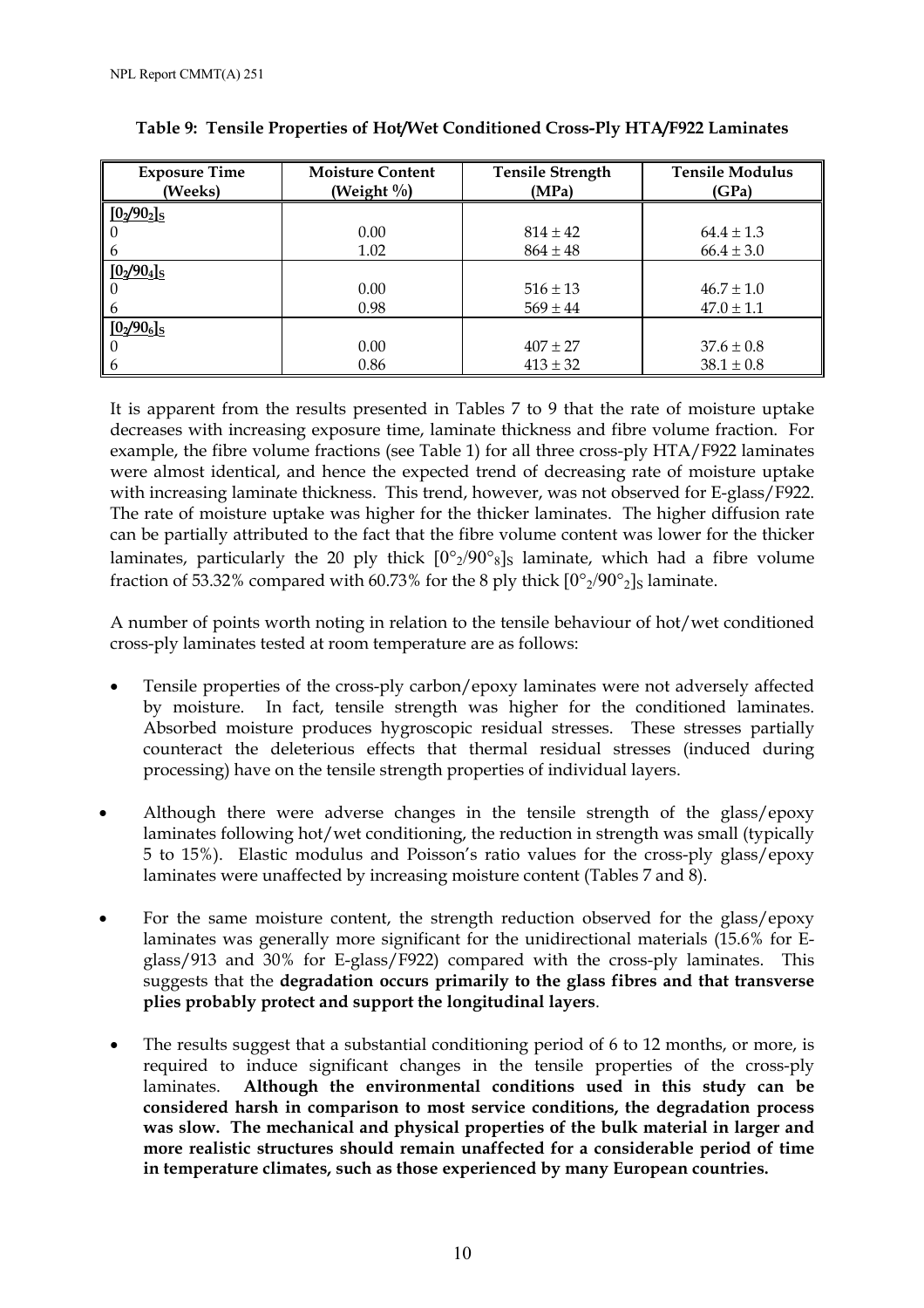**Table 9: Tensile Properties of Hot/Wet Conditioned Cross-Ply HTA/F922 Laminates**

| Exposure Time (Weeks) | Moisture Content (Weight %) | Tensile Strength (MPa) | Tensile Modulus (GPa) |
|---|---|---|---|
| $[0_2/90_2]_S$ | | | |
| 0 | 0.00 | 814 ± 42 | 64.4 ± 1.3 |
| 6 | 1.02 | 864 ± 48 | 66.4 ± 3.0 |
| $[0_2/90_4]_S$ | | | |
| 0 | 0.00 | 516 ± 13 | 46.7 ± 1.0 |
| 6 | 0.98 | 569 ± 44 | 47.0 ± 1.1 |
| $[0_2/90_6]_S$ | | | |
| 0 | 0.00 | 407 ± 27 | 37.6 ± 0.8 |
| 6 | 0.86 | 413 ± 32 | 38.1 ± 0.8 |

It is apparent from the results presented in Tables 7 to 9 that the rate of moisture uptake decreases with increasing exposure time, laminate thickness and fibre volume fraction. For example, the fibre volume fractions (see Table 1) for all three cross-ply HTA/F922 laminates were almost identical, and hence the expected trend of decreasing rate of moisture uptake with increasing laminate thickness. This trend, however, was not observed for E-glass/F922. The rate of moisture uptake was higher for the thicker laminates. The higher diffusion rate can be partially attributed to the fact that the fibre volume content was lower for the thicker laminates, particularly the 20 ply thick $[0°_2/90°_8]_S$ laminate, which had a fibre volume fraction of 53.32% compared with 60.73% for the 8 ply thick $[0°_2/90°_2]_S$ laminate.

A number of points worth noting in relation to the tensile behaviour of hot/wet conditioned cross-ply laminates tested at room temperature are as follows:

- Tensile properties of the cross-ply carbon/epoxy laminates were not adversely affected by moisture. In fact, tensile strength was higher for the conditioned laminates. Absorbed moisture produces hygroscopic residual stresses. These stresses partially counteract the deleterious effects that thermal residual stresses (induced during processing) have on the tensile strength properties of individual layers.

- Although there were adverse changes in the tensile strength of the glass/epoxy laminates following hot/wet conditioning, the reduction in strength was small (typically 5 to 15%). Elastic modulus and Poisson's ratio values for the cross-ply glass/epoxy laminates were unaffected by increasing moisture content (Tables 7 and 8).

- For the same moisture content, the strength reduction observed for the glass/epoxy laminates was generally more significant for the unidirectional materials (15.6% for E-glass/913 and 30% for E-glass/F922) compared with the cross-ply laminates. This suggests that the **degradation occurs primarily to the glass fibres and that transverse plies probably protect and support the longitudinal layers**.

- The results suggest that a substantial conditioning period of 6 to 12 months, or more, is required to induce significant changes in the tensile properties of the cross-ply laminates. **Although the environmental conditions used in this study can be considered harsh in comparison to most service conditions, the degradation process was slow. The mechanical and physical properties of the bulk material in larger and more realistic structures should remain unaffected for a considerable period of time in temperature climates, such as those experienced by many European countries.**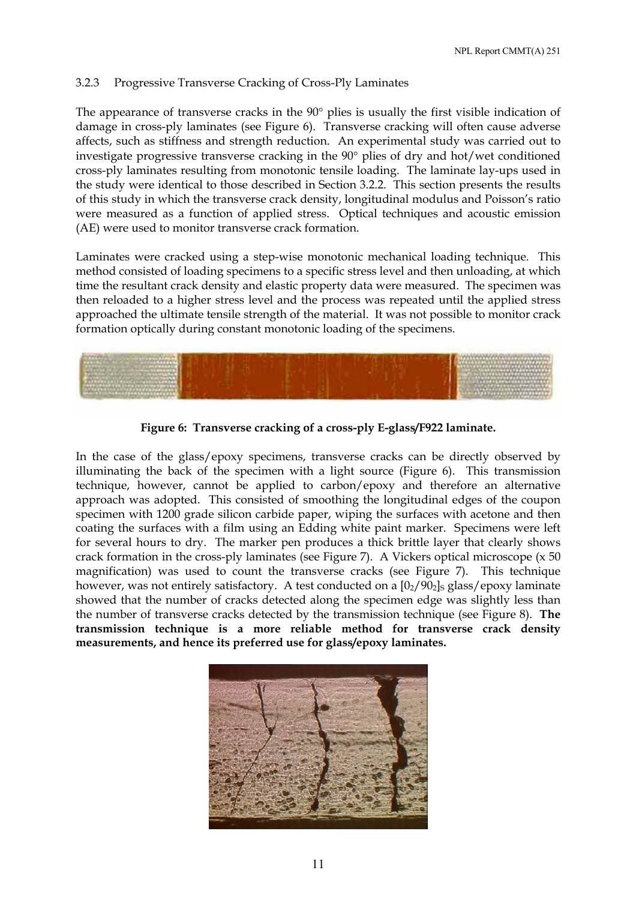### 3.2.3 Progressive Transverse Cracking of Cross-Ply Laminates

The appearance of transverse cracks in the 90° plies is usually the first visible indication of damage in cross-ply laminates (see Figure 6). Transverse cracking will often cause adverse affects, such as stiffness and strength reduction. An experimental study was carried out to investigate progressive transverse cracking in the 90° plies of dry and hot/wet conditioned cross-ply laminates resulting from monotonic tensile loading. The laminate lay-ups used in the study were identical to those described in Section 3.2.2. This section presents the results of this study in which the transverse crack density, longitudinal modulus and Poisson's ratio were measured as a function of applied stress. Optical techniques and acoustic emission (AE) were used to monitor transverse crack formation.

Laminates were cracked using a step-wise monotonic mechanical loading technique. This method consisted of loading specimens to a specific stress level and then unloading, at which time the resultant crack density and elastic property data were measured. The specimen was then reloaded to a higher stress level and the process was repeated until the applied stress approached the ultimate tensile strength of the material. It was not possible to monitor crack formation optically during constant monotonic loading of the specimens.

**Figure 6: Transverse cracking of a cross-ply E-glass/F922 laminate.**

In the case of the glass/epoxy specimens, transverse cracks can be directly observed by illuminating the back of the specimen with a light source (Figure 6). This transmission technique, however, cannot be applied to carbon/epoxy and therefore an alternative approach was adopted. This consisted of smoothing the longitudinal edges of the coupon specimen with 1200 grade silicon carbide paper, wiping the surfaces with acetone and then coating the surfaces with a film using an Edding white paint marker. Specimens were left for several hours to dry. The marker pen produces a thick brittle layer that clearly shows crack formation in the cross-ply laminates (see Figure 7). A Vickers optical microscope (x 50 magnification) was used to count the transverse cracks (see Figure 7). This technique however, was not entirely satisfactory. A test conducted on a $[0_2/90_2]_S$ glass/epoxy laminate showed that the number of cracks detected along the specimen edge was slightly less than the number of transverse cracks detected by the transmission technique (see Figure 8). **The transmission technique is a more reliable method for transverse crack density measurements, and hence its preferred use for glass/epoxy laminates.**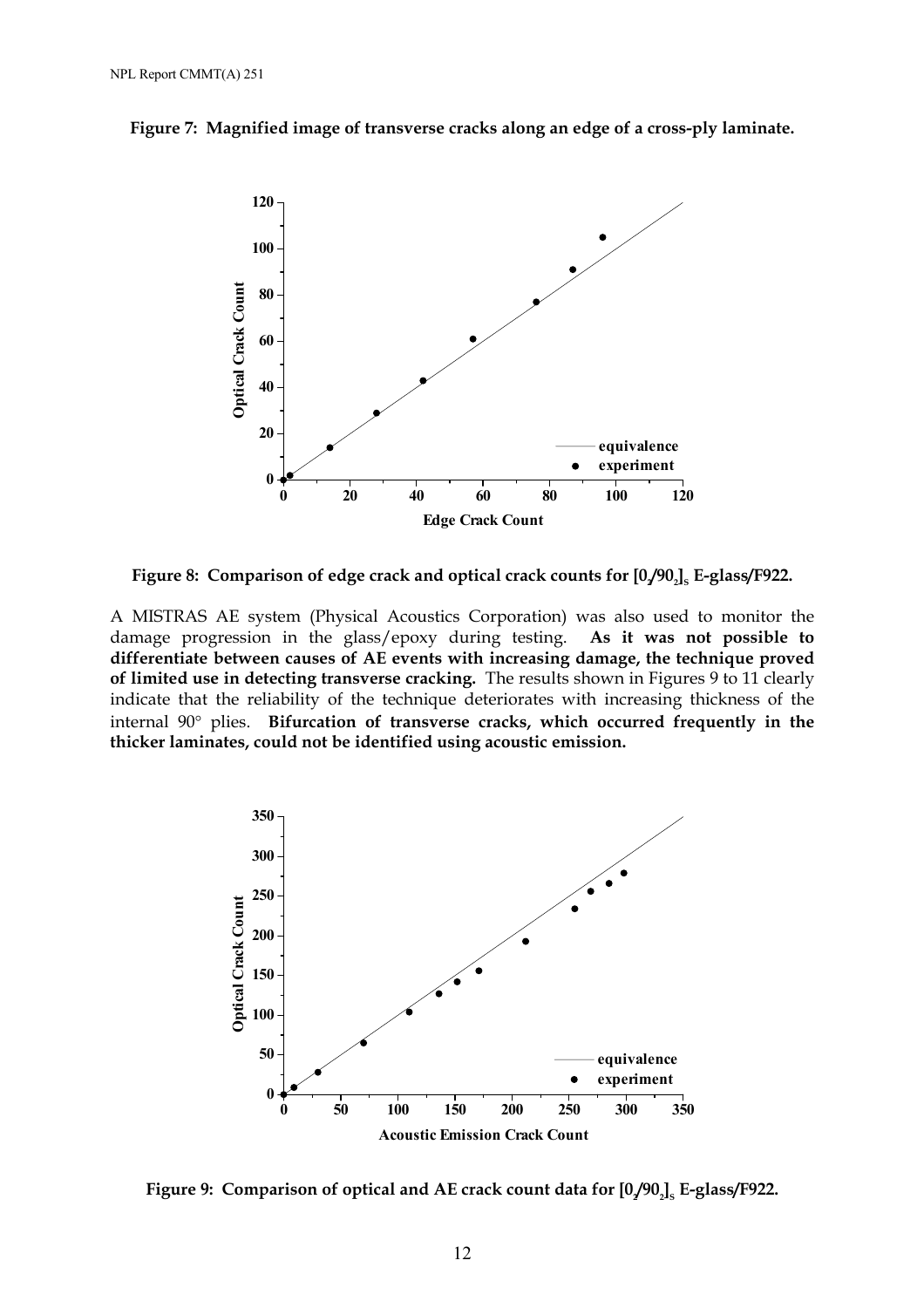**Figure 7: Magnified image of transverse cracks along an edge of a cross-ply laminate.**

**Figure 8: Comparison of edge crack and optical crack counts for $[0_2/90_2]_s$ E-glass/F922.**

A MISTRAS AE system (Physical Acoustics Corporation) was also used to monitor the damage progression in the glass/epoxy during testing. **As it was not possible to differentiate between causes of AE events with increasing damage, the technique proved of limited use in detecting transverse cracking.** The results shown in Figures 9 to 11 clearly indicate that the reliability of the technique deteriorates with increasing thickness of the internal 90° plies. **Bifurcation of transverse cracks, which occurred frequently in the thicker laminates, could not be identified using acoustic emission.**

**Figure 9: Comparison of optical and AE crack count data for $[0_2/90_2]_s$ E-glass/F922.**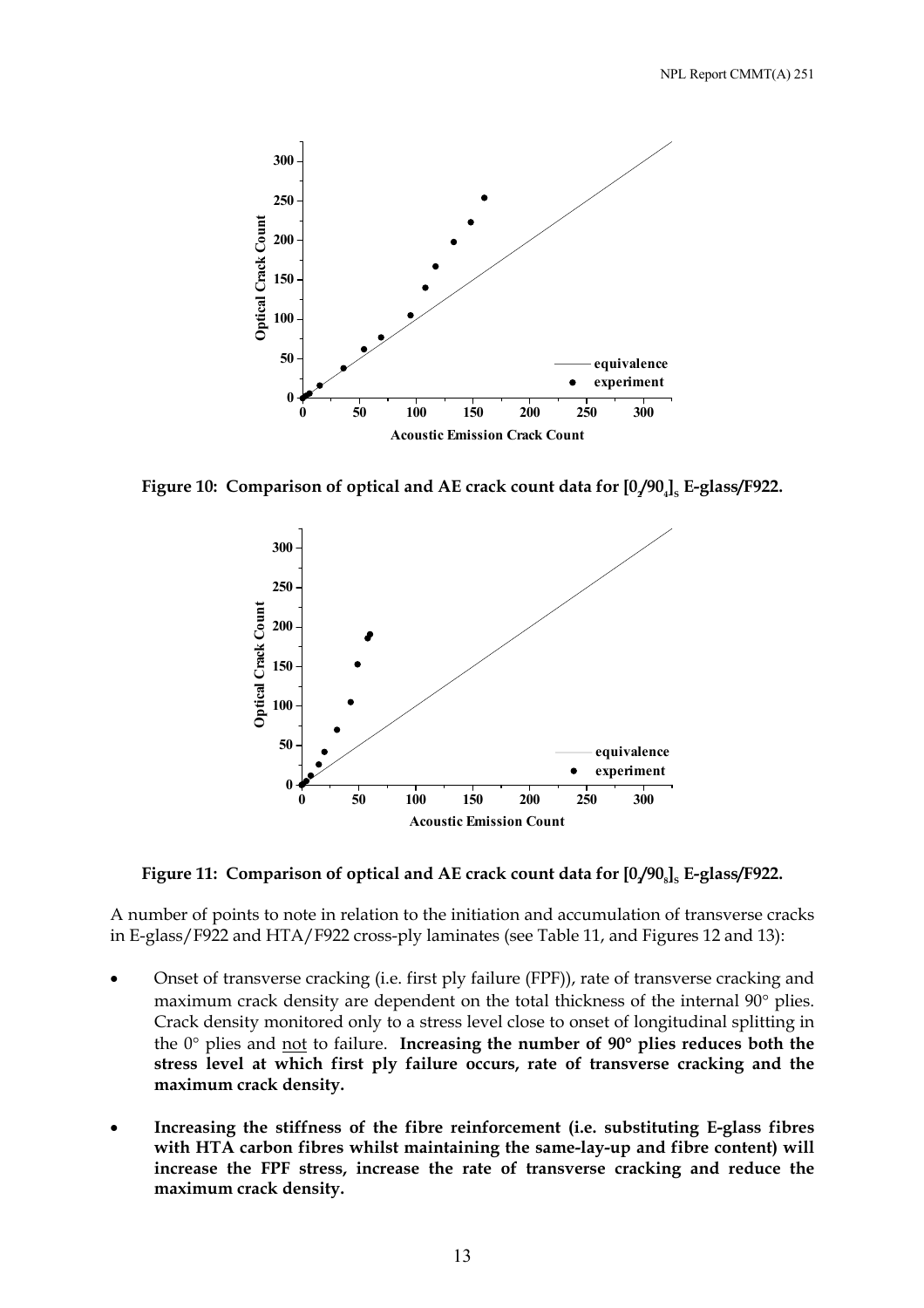Figure 10: Comparison of optical and AE crack count data for $[0_2/90_4]_S$ E-glass/F922.

Figure 11: Comparison of optical and AE crack count data for $[0_2/90_8]_S$ E-glass/F922.

A number of points to note in relation to the initiation and accumulation of transverse cracks in E-glass/F922 and HTA/F922 cross-ply laminates (see Table 11, and Figures 12 and 13):

- Onset of transverse cracking (i.e. first ply failure (FPF)), rate of transverse cracking and maximum crack density are dependent on the total thickness of the internal 90° plies. Crack density monitored only to a stress level close to onset of longitudinal splitting in the 0° plies and not to failure. **Increasing the number of 90° plies reduces both the stress level at which first ply failure occurs, rate of transverse cracking and the maximum crack density.**
- **Increasing the stiffness of the fibre reinforcement (i.e. substituting E-glass fibres with HTA carbon fibres whilst maintaining the same-lay-up and fibre content) will increase the FPF stress, increase the rate of transverse cracking and reduce the maximum crack density.**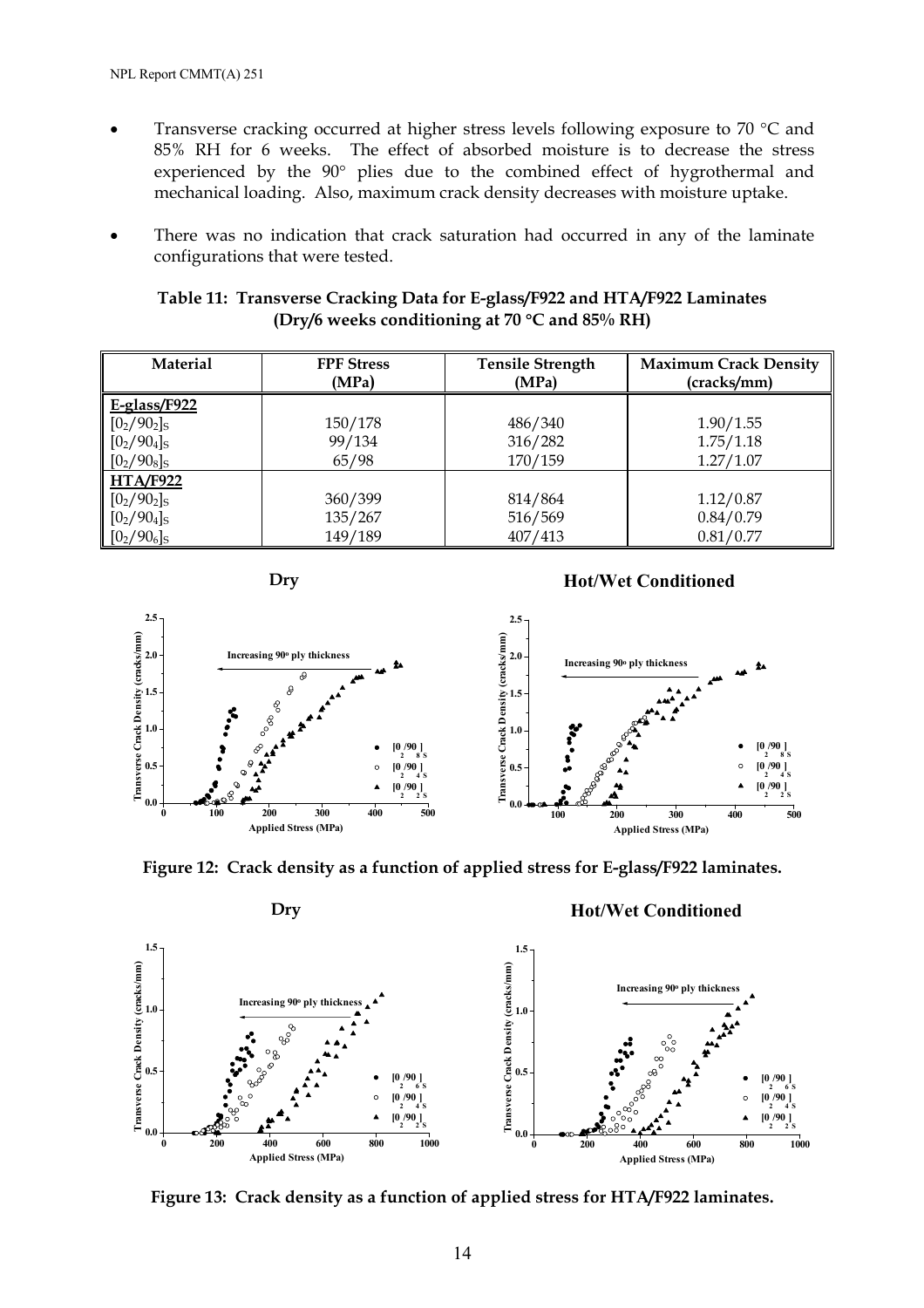- Transverse cracking occurred at higher stress levels following exposure to 70 °C and 85% RH for 6 weeks. The effect of absorbed moisture is to decrease the stress experienced by the 90° plies due to the combined effect of hygrothermal and mechanical loading. Also, maximum crack density decreases with moisture uptake.

- There was no indication that crack saturation had occurred in any of the laminate configurations that were tested.

**Table 11: Transverse Cracking Data for E-glass/F922 and HTA/F922 Laminates (Dry/6 weeks conditioning at 70 °C and 85% RH)**

| Material | FPF Stress (MPa) | Tensile Strength (MPa) | Maximum Crack Density (cracks/mm) |
|---|---|---|---|
| **E-glass/F922** | | | |
| $[0_2/90_2]_S$ | 150/178 | 486/340 | 1.90/1.55 |
| $[0_2/90_4]_S$ | 99/134 | 316/282 | 1.75/1.18 |
| $[0_2/90_8]_S$ | 65/98 | 170/159 | 1.27/1.07 |
| **HTA/F922** | | | |
| $[0_2/90_2]_S$ | 360/399 | 814/864 | 1.12/0.87 |
| $[0_2/90_4]_S$ | 135/267 | 516/569 | 0.84/0.79 |
| $[0_2/90_6]_S$ | 149/189 | 407/413 | 0.81/0.77 |

**Figure 12: Crack density as a function of applied stress for E-glass/F922 laminates.**

**Figure 13: Crack density as a function of applied stress for HTA/F922 laminates.**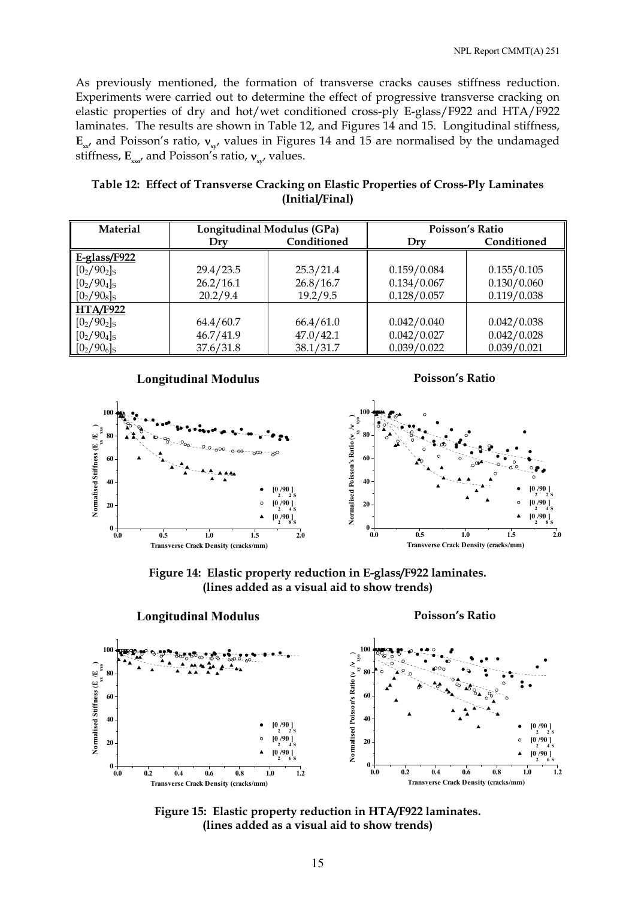As previously mentioned, the formation of transverse cracks causes stiffness reduction. Experiments were carried out to determine the effect of progressive transverse cracking on elastic properties of dry and hot/wet conditioned cross-ply E-glass/F922 and HTA/F922 laminates. The results are shown in Table 12, and Figures 14 and 15. Longitudinal stiffness, $\mathbf{E}_{xx}$, and Poisson's ratio, $\nu_{xy}$, values in Figures 14 and 15 are normalised by the undamaged stiffness, $\mathbf{E}_{xxo}$, and Poisson's ratio, $\nu_{xy}$, values.

**Table 12: Effect of Transverse Cracking on Elastic Properties of Cross-Ply Laminates (Initial/Final)**

| Material | Longitudinal Modulus (GPa) | | Poisson's Ratio | |
|---|---|---|---|---|
| | Dry | Conditioned | Dry | Conditioned |
| **E-glass/F922** | | | | |
| $[0_2/90_2]_S$ | 29.4/23.5 | 25.3/21.4 | 0.159/0.084 | 0.155/0.105 |
| $[0_2/90_4]_S$ | 26.2/16.1 | 26.8/16.7 | 0.134/0.067 | 0.130/0.060 |
| $[0_2/90_8]_S$ | 20.2/9.4 | 19.2/9.5 | 0.128/0.057 | 0.119/0.038 |
| **HTA/F922** | | | | |
| $[0_2/90_2]_S$ | 64.4/60.7 | 66.4/61.0 | 0.042/0.040 | 0.042/0.038 |
| $[0_2/90_4]_S$ | 46.7/41.9 | 47.0/42.1 | 0.042/0.027 | 0.042/0.028 |
| $[0_2/90_6]_S$ | 37.6/31.8 | 38.1/31.7 | 0.039/0.022 | 0.039/0.021 |

**Figure 14: Elastic property reduction in E-glass/F922 laminates. (lines added as a visual aid to show trends)**

**Figure 15: Elastic property reduction in HTA/F922 laminates. (lines added as a visual aid to show trends)**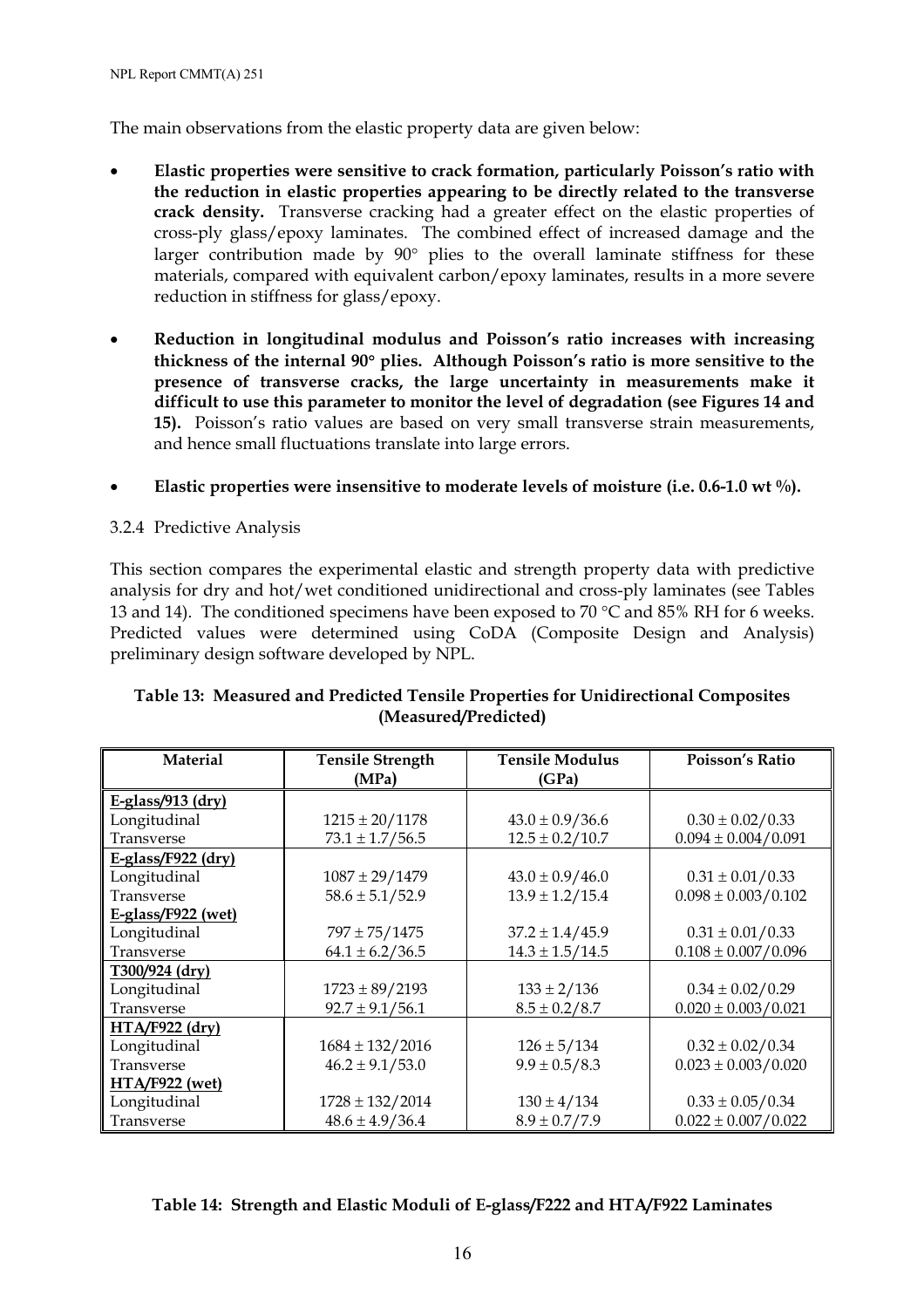The main observations from the elastic property data are given below:

- **Elastic properties were sensitive to crack formation, particularly Poisson's ratio with the reduction in elastic properties appearing to be directly related to the transverse crack density.** Transverse cracking had a greater effect on the elastic properties of cross-ply glass/epoxy laminates. The combined effect of increased damage and the larger contribution made by 90° plies to the overall laminate stiffness for these materials, compared with equivalent carbon/epoxy laminates, results in a more severe reduction in stiffness for glass/epoxy.

- **Reduction in longitudinal modulus and Poisson's ratio increases with increasing thickness of the internal 90° plies. Although Poisson's ratio is more sensitive to the presence of transverse cracks, the large uncertainty in measurements make it difficult to use this parameter to monitor the level of degradation (see Figures 14 and 15).** Poisson's ratio values are based on very small transverse strain measurements, and hence small fluctuations translate into large errors.

- **Elastic properties were insensitive to moderate levels of moisture (i.e. 0.6-1.0 wt %).**

### 3.2.4 Predictive Analysis

This section compares the experimental elastic and strength property data with predictive analysis for dry and hot/wet conditioned unidirectional and cross-ply laminates (see Tables 13 and 14). The conditioned specimens have been exposed to 70 °C and 85% RH for 6 weeks. Predicted values were determined using CoDA (Composite Design and Analysis) preliminary design software developed by NPL.

**Table 13: Measured and Predicted Tensile Properties for Unidirectional Composites (Measured/Predicted)**

| Material | Tensile Strength (MPa) | Tensile Modulus (GPa) | Poisson's Ratio |
|---|---|---|---|
| E-glass/913 (dry) | | | |
| Longitudinal | 1215 ± 20/1178 | 43.0 ± 0.9/36.6 | 0.30 ± 0.02/0.33 |
| Transverse | 73.1 ± 1.7/56.5 | 12.5 ± 0.2/10.7 | 0.094 ± 0.004/0.091 |
| E-glass/F922 (dry) | | | |
| Longitudinal | 1087 ± 29/1479 | 43.0 ± 0.9/46.0 | 0.31 ± 0.01/0.33 |
| Transverse | 58.6 ± 5.1/52.9 | 13.9 ± 1.2/15.4 | 0.098 ± 0.003/0.102 |
| E-glass/F922 (wet) | | | |
| Longitudinal | 797 ± 75/1475 | 37.2 ± 1.4/45.9 | 0.31 ± 0.01/0.33 |
| Transverse | 64.1 ± 6.2/36.5 | 14.3 ± 1.5/14.5 | 0.108 ± 0.007/0.096 |
| T300/924 (dry) | | | |
| Longitudinal | 1723 ± 89/2193 | 133 ± 2/136 | 0.34 ± 0.02/0.29 |
| Transverse | 92.7 ± 9.1/56.1 | 8.5 ± 0.2/8.7 | 0.020 ± 0.003/0.021 |
| HTA/F922 (dry) | | | |
| Longitudinal | 1684 ± 132/2016 | 126 ± 5/134 | 0.32 ± 0.02/0.34 |
| Transverse | 46.2 ± 9.1/53.0 | 9.9 ± 0.5/8.3 | 0.023 ± 0.003/0.020 |
| HTA/F922 (wet) | | | |
| Longitudinal | 1728 ± 132/2014 | 130 ± 4/134 | 0.33 ± 0.05/0.34 |
| Transverse | 48.6 ± 4.9/36.4 | 8.9 ± 0.7/7.9 | 0.022 ± 0.007/0.022 |

**Table 14: Strength and Elastic Moduli of E-glass/F222 and HTA/F922 Laminates**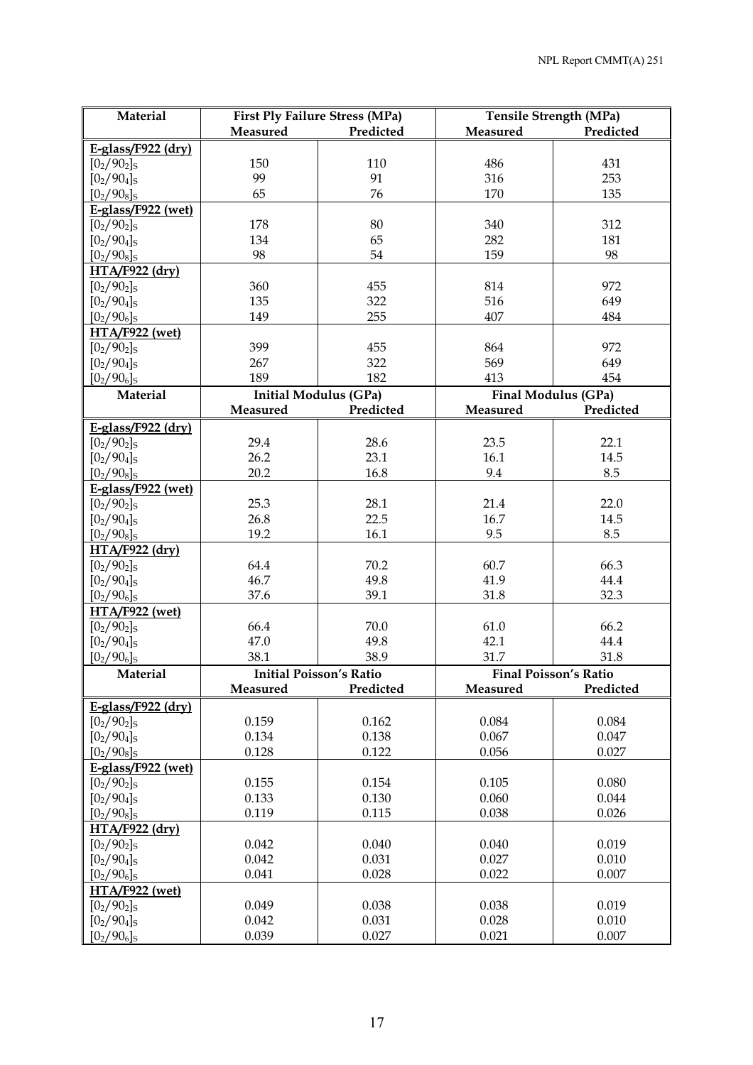| Material | First Ply Failure Stress (MPa) | | Tensile Strength (MPa) | |
|---|---|---|---|---|
| | Measured | Predicted | Measured | Predicted |
| **E-glass/F922 (dry)** | | | | |
| $[0_2/90_2]_S$ | 150 | 110 | 486 | 431 |
| $[0_2/90_4]_S$ | 99 | 91 | 316 | 253 |
| $[0_2/90_8]_S$ | 65 | 76 | 170 | 135 |
| **E-glass/F922 (wet)** | | | | |
| $[0_2/90_2]_S$ | 178 | 80 | 340 | 312 |
| $[0_2/90_4]_S$ | 134 | 65 | 282 | 181 |
| $[0_2/90_8]_S$ | 98 | 54 | 159 | 98 |
| **HTA/F922 (dry)** | | | | |
| $[0_2/90_2]_S$ | 360 | 455 | 814 | 972 |
| $[0_2/90_4]_S$ | 135 | 322 | 516 | 649 |
| $[0_2/90_6]_S$ | 149 | 255 | 407 | 484 |
| **HTA/F922 (wet)** | | | | |
| $[0_2/90_2]_S$ | 399 | 455 | 864 | 972 |
| $[0_2/90_4]_S$ | 267 | 322 | 569 | 649 |
| $[0_2/90_6]_S$ | 189 | 182 | 413 | 454 |

| Material | Initial Modulus (GPa) | | Final Modulus (GPa) | |
|---|---|---|---|---|
| | Measured | Predicted | Measured | Predicted |
| **E-glass/F922 (dry)** | | | | |
| $[0_2/90_2]_S$ | 29.4 | 28.6 | 23.5 | 22.1 |
| $[0_2/90_4]_S$ | 26.2 | 23.1 | 16.1 | 14.5 |
| $[0_2/90_8]_S$ | 20.2 | 16.8 | 9.4 | 8.5 |
| **E-glass/F922 (wet)** | | | | |
| $[0_2/90_2]_S$ | 25.3 | 28.1 | 21.4 | 22.0 |
| $[0_2/90_4]_S$ | 26.8 | 22.5 | 16.7 | 14.5 |
| $[0_2/90_8]_S$ | 19.2 | 16.1 | 9.5 | 8.5 |
| **HTA/F922 (dry)** | | | | |
| $[0_2/90_2]_S$ | 64.4 | 70.2 | 60.7 | 66.3 |
| $[0_2/90_4]_S$ | 46.7 | 49.8 | 41.9 | 44.4 |
| $[0_2/90_6]_S$ | 37.6 | 39.1 | 31.8 | 32.3 |
| **HTA/F922 (wet)** | | | | |
| $[0_2/90_2]_S$ | 66.4 | 70.0 | 61.0 | 66.2 |
| $[0_2/90_4]_S$ | 47.0 | 49.8 | 42.1 | 44.4 |
| $[0_2/90_6]_S$ | 38.1 | 38.9 | 31.7 | 31.8 |

| Material | Initial Poisson's Ratio | | Final Poisson's Ratio | |
|---|---|---|---|---|
| | Measured | Predicted | Measured | Predicted |
| **E-glass/F922 (dry)** | | | | |
| $[0_2/90_2]_S$ | 0.159 | 0.162 | 0.084 | 0.084 |
| $[0_2/90_4]_S$ | 0.134 | 0.138 | 0.067 | 0.047 |
| $[0_2/90_8]_S$ | 0.128 | 0.122 | 0.056 | 0.027 |
| **E-glass/F922 (wet)** | | | | |
| $[0_2/90_2]_S$ | 0.155 | 0.154 | 0.105 | 0.080 |
| $[0_2/90_4]_S$ | 0.133 | 0.130 | 0.060 | 0.044 |
| $[0_2/90_8]_S$ | 0.119 | 0.115 | 0.038 | 0.026 |
| **HTA/F922 (dry)** | | | | |
| $[0_2/90_2]_S$ | 0.042 | 0.040 | 0.040 | 0.019 |
| $[0_2/90_4]_S$ | 0.042 | 0.031 | 0.027 | 0.010 |
| $[0_2/90_6]_S$ | 0.041 | 0.028 | 0.022 | 0.007 |
| **HTA/F922 (wet)** | | | | |
| $[0_2/90_2]_S$ | 0.049 | 0.038 | 0.038 | 0.019 |
| $[0_2/90_4]_S$ | 0.042 | 0.031 | 0.028 | 0.010 |
| $[0_2/90_6]_S$ | 0.039 | 0.027 | 0.021 | 0.007 |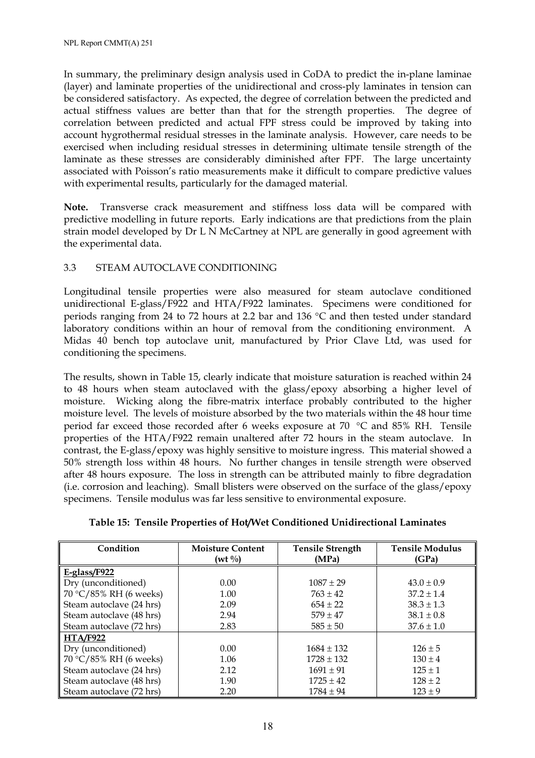In summary, the preliminary design analysis used in CoDA to predict the in-plane laminae (layer) and laminate properties of the unidirectional and cross-ply laminates in tension can be considered satisfactory. As expected, the degree of correlation between the predicted and actual stiffness values are better than that for the strength properties. The degree of correlation between predicted and actual FPF stress could be improved by taking into account hygrothermal residual stresses in the laminate analysis. However, care needs to be exercised when including residual stresses in determining ultimate tensile strength of the laminate as these stresses are considerably diminished after FPF. The large uncertainty associated with Poisson's ratio measurements make it difficult to compare predictive values with experimental results, particularly for the damaged material.

**Note.** Transverse crack measurement and stiffness loss data will be compared with predictive modelling in future reports. Early indications are that predictions from the plain strain model developed by Dr L N McCartney at NPL are generally in good agreement with the experimental data.

### 3.3 STEAM AUTOCLAVE CONDITIONING

Longitudinal tensile properties were also measured for steam autoclave conditioned unidirectional E-glass/F922 and HTA/F922 laminates. Specimens were conditioned for periods ranging from 24 to 72 hours at 2.2 bar and 136 °C and then tested under standard laboratory conditions within an hour of removal from the conditioning environment. A Midas 40 bench top autoclave unit, manufactured by Prior Clave Ltd, was used for conditioning the specimens.

The results, shown in Table 15, clearly indicate that moisture saturation is reached within 24 to 48 hours when steam autoclaved with the glass/epoxy absorbing a higher level of moisture. Wicking along the fibre-matrix interface probably contributed to the higher moisture level. The levels of moisture absorbed by the two materials within the 48 hour time period far exceed those recorded after 6 weeks exposure at 70 °C and 85% RH. Tensile properties of the HTA/F922 remain unaltered after 72 hours in the steam autoclave. In contrast, the E-glass/epoxy was highly sensitive to moisture ingress. This material showed a 50% strength loss within 48 hours. No further changes in tensile strength were observed after 48 hours exposure. The loss in strength can be attributed mainly to fibre degradation (i.e. corrosion and leaching). Small blisters were observed on the surface of the glass/epoxy specimens. Tensile modulus was far less sensitive to environmental exposure.

**Table 15: Tensile Properties of Hot/Wet Conditioned Unidirectional Laminates**

| Condition | Moisture Content (wt %) | Tensile Strength (MPa) | Tensile Modulus (GPa) |
|---|---|---|---|
| <u>E-glass/F922</u> | | | |
| Dry (unconditioned) | 0.00 | 1087 ± 29 | 43.0 ± 0.9 |
| 70 °C/85% RH (6 weeks) | 1.00 | 763 ± 42 | 37.2 ± 1.4 |
| Steam autoclave (24 hrs) | 2.09 | 654 ± 22 | 38.3 ± 1.3 |
| Steam autoclave (48 hrs) | 2.94 | 579 ± 47 | 38.1 ± 0.8 |
| Steam autoclave (72 hrs) | 2.83 | 585 ± 50 | 37.6 ± 1.0 |
| <u>HTA/F922</u> | | | |
| Dry (unconditioned) | 0.00 | 1684 ± 132 | 126 ± 5 |
| 70 °C/85% RH (6 weeks) | 1.06 | 1728 ± 132 | 130 ± 4 |
| Steam autoclave (24 hrs) | 2.12 | 1691 ± 91 | 125 ± 1 |
| Steam autoclave (48 hrs) | 1.90 | 1725 ± 42 | 128 ± 2 |
| Steam autoclave (72 hrs) | 2.20 | 1784 ± 94 | 123 ± 9 |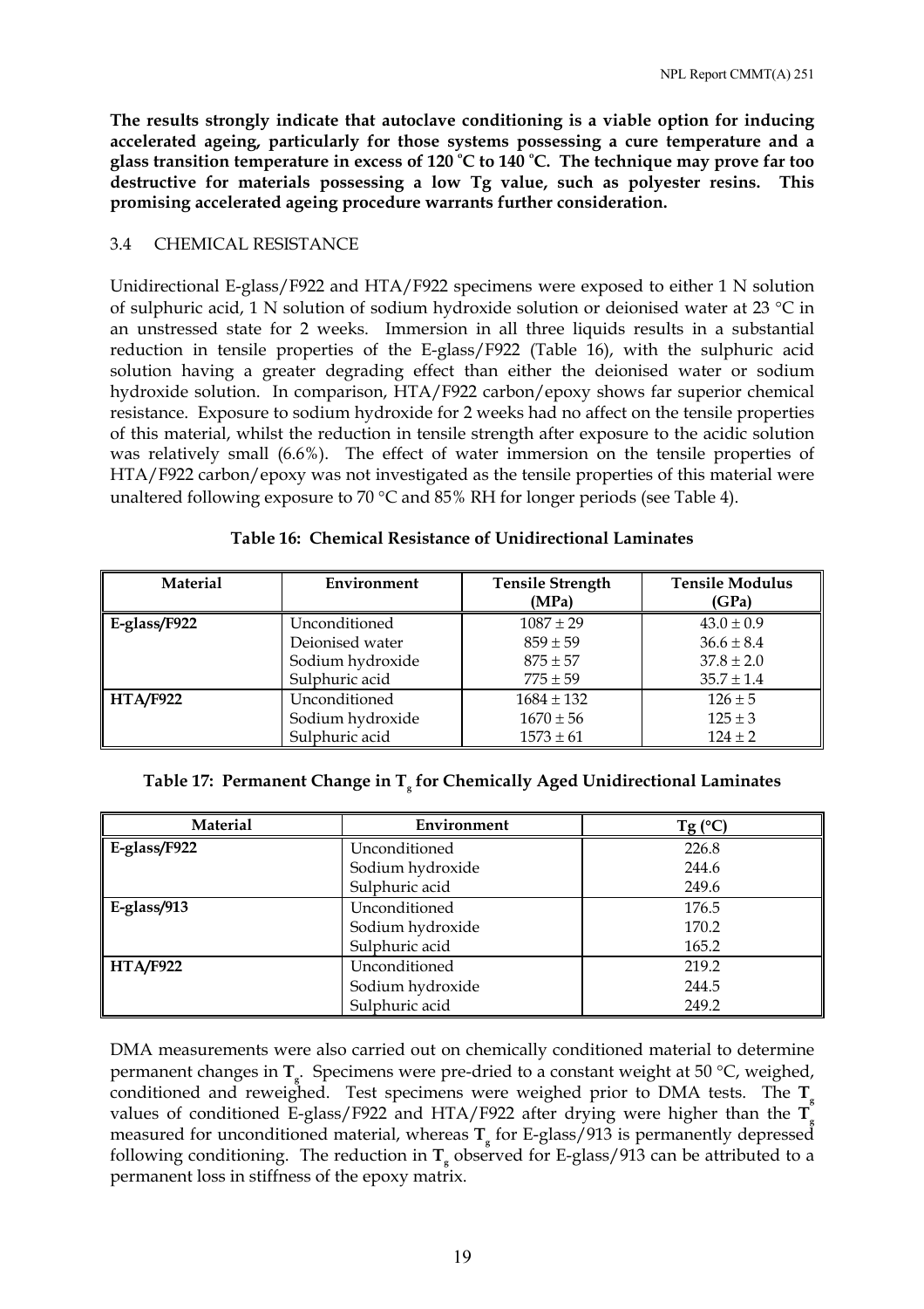**The results strongly indicate that autoclave conditioning is a viable option for inducing accelerated ageing, particularly for those systems possessing a cure temperature and a glass transition temperature in excess of 120 °C to 140 °C. The technique may prove far too destructive for materials possessing a low Tg value, such as polyester resins. This promising accelerated ageing procedure warrants further consideration.**

### 3.4 CHEMICAL RESISTANCE

Unidirectional E-glass/F922 and HTA/F922 specimens were exposed to either 1 N solution of sulphuric acid, 1 N solution of sodium hydroxide solution or deionised water at 23 °C in an unstressed state for 2 weeks. Immersion in all three liquids results in a substantial reduction in tensile properties of the E-glass/F922 (Table 16), with the sulphuric acid solution having a greater degrading effect than either the deionised water or sodium hydroxide solution. In comparison, HTA/F922 carbon/epoxy shows far superior chemical resistance. Exposure to sodium hydroxide for 2 weeks had no affect on the tensile properties of this material, whilst the reduction in tensile strength after exposure to the acidic solution was relatively small (6.6%). The effect of water immersion on the tensile properties of HTA/F922 carbon/epoxy was not investigated as the tensile properties of this material were unaltered following exposure to 70 °C and 85% RH for longer periods (see Table 4).

**Table 16: Chemical Resistance of Unidirectional Laminates**

| Material | Environment | Tensile Strength (MPa) | Tensile Modulus (GPa) |
|---|---|---|---|
| **E-glass/F922** | Unconditioned | 1087 ± 29 | 43.0 ± 0.9 |
| | Deionised water | 859 ± 59 | 36.6 ± 8.4 |
| | Sodium hydroxide | 875 ± 57 | 37.8 ± 2.0 |
| | Sulphuric acid | 775 ± 59 | 35.7 ± 1.4 |
| **HTA/F922** | Unconditioned | 1684 ± 132 | 126 ± 5 |
| | Sodium hydroxide | 1670 ± 56 | 125 ± 3 |
| | Sulphuric acid | 1573 ± 61 | 124 ± 2 |

**Table 17: Permanent Change in $T_g$ for Chemically Aged Unidirectional Laminates**

| Material | Environment | Tg (°C) |
|---|---|---|
| **E-glass/F922** | Unconditioned | 226.8 |
| | Sodium hydroxide | 244.6 |
| | Sulphuric acid | 249.6 |
| **E-glass/913** | Unconditioned | 176.5 |
| | Sodium hydroxide | 170.2 |
| | Sulphuric acid | 165.2 |
| **HTA/F922** | Unconditioned | 219.2 |
| | Sodium hydroxide | 244.5 |
| | Sulphuric acid | 249.2 |

DMA measurements were also carried out on chemically conditioned material to determine permanent changes in $\mathbf{T_g}$. Specimens were pre-dried to a constant weight at 50 °C, weighed, conditioned and reweighed. Test specimens were weighed prior to DMA tests. The $\mathbf{T_g}$ values of conditioned E-glass/F922 and HTA/F922 after drying were higher than the $\mathbf{T_g}$ measured for unconditioned material, whereas $\mathbf{T_g}$ for E-glass/913 is permanently depressed following conditioning. The reduction in $\mathbf{T_g}$ observed for E-glass/913 can be attributed to a permanent loss in stiffness of the epoxy matrix.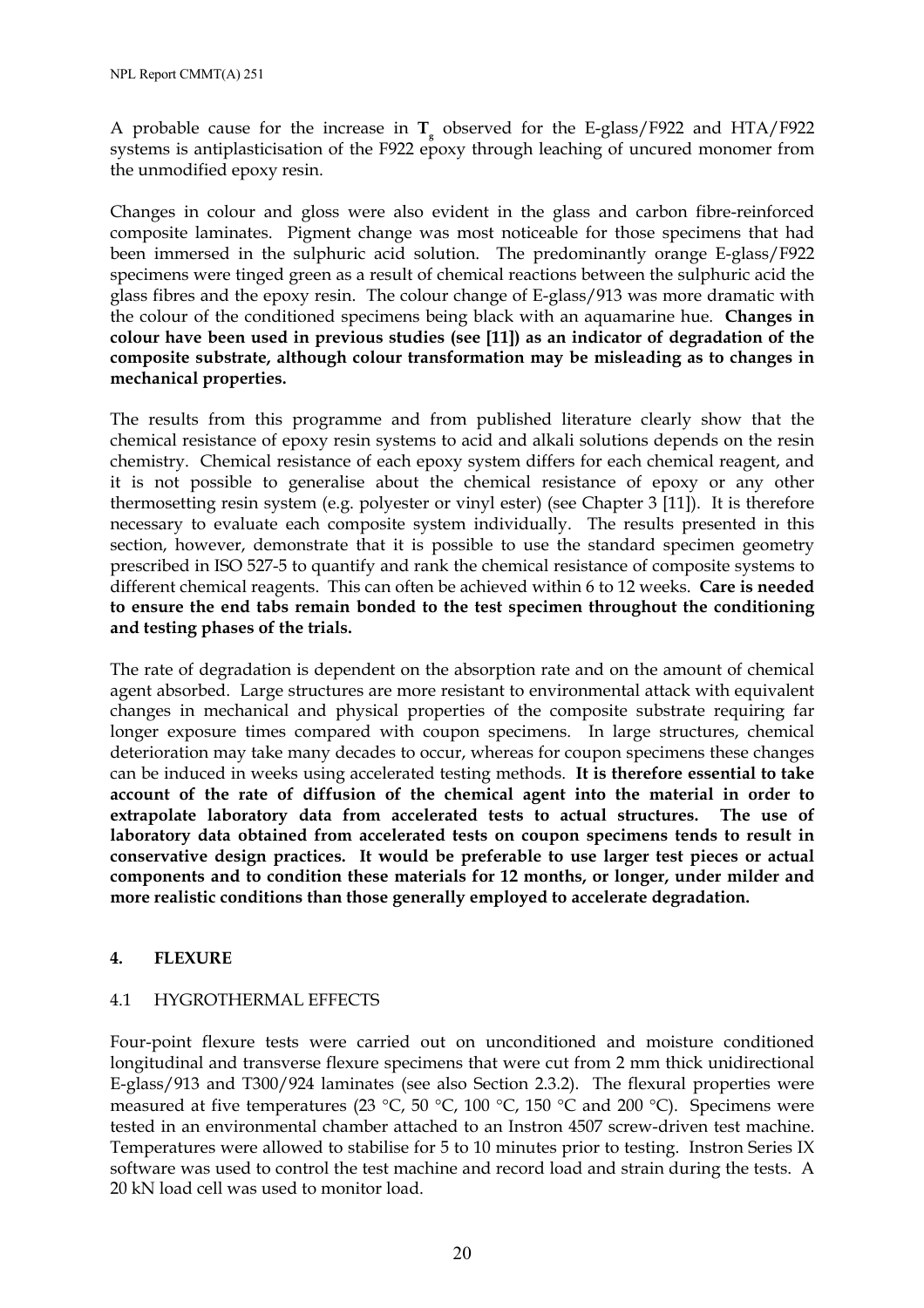A probable cause for the increase in $T_g$ observed for the E-glass/F922 and HTA/F922 systems is antiplasticisation of the F922 epoxy through leaching of uncured monomer from the unmodified epoxy resin.

Changes in colour and gloss were also evident in the glass and carbon fibre-reinforced composite laminates. Pigment change was most noticeable for those specimens that had been immersed in the sulphuric acid solution. The predominantly orange E-glass/F922 specimens were tinged green as a result of chemical reactions between the sulphuric acid the glass fibres and the epoxy resin. The colour change of E-glass/913 was more dramatic with the colour of the conditioned specimens being black with an aquamarine hue. **Changes in colour have been used in previous studies (see [11]) as an indicator of degradation of the composite substrate, although colour transformation may be misleading as to changes in mechanical properties.**

The results from this programme and from published literature clearly show that the chemical resistance of epoxy resin systems to acid and alkali solutions depends on the resin chemistry. Chemical resistance of each epoxy system differs for each chemical reagent, and it is not possible to generalise about the chemical resistance of epoxy or any other thermosetting resin system (e.g. polyester or vinyl ester) (see Chapter 3 [11]). It is therefore necessary to evaluate each composite system individually. The results presented in this section, however, demonstrate that it is possible to use the standard specimen geometry prescribed in ISO 527-5 to quantify and rank the chemical resistance of composite systems to different chemical reagents. This can often be achieved within 6 to 12 weeks. **Care is needed to ensure the end tabs remain bonded to the test specimen throughout the conditioning and testing phases of the trials.**

The rate of degradation is dependent on the absorption rate and on the amount of chemical agent absorbed. Large structures are more resistant to environmental attack with equivalent changes in mechanical and physical properties of the composite substrate requiring far longer exposure times compared with coupon specimens. In large structures, chemical deterioration may take many decades to occur, whereas for coupon specimens these changes can be induced in weeks using accelerated testing methods. **It is therefore essential to take account of the rate of diffusion of the chemical agent into the material in order to extrapolate laboratory data from accelerated tests to actual structures. The use of laboratory data obtained from accelerated tests on coupon specimens tends to result in conservative design practices. It would be preferable to use larger test pieces or actual components and to condition these materials for 12 months, or longer, under milder and more realistic conditions than those generally employed to accelerate degradation.**

## 4. FLEXURE

### 4.1 HYGROTHERMAL EFFECTS

Four-point flexure tests were carried out on unconditioned and moisture conditioned longitudinal and transverse flexure specimens that were cut from 2 mm thick unidirectional E-glass/913 and T300/924 laminates (see also Section 2.3.2). The flexural properties were measured at five temperatures (23 °C, 50 °C, 100 °C, 150 °C and 200 °C). Specimens were tested in an environmental chamber attached to an Instron 4507 screw-driven test machine. Temperatures were allowed to stabilise for 5 to 10 minutes prior to testing. Instron Series IX software was used to control the test machine and record load and strain during the tests. A 20 kN load cell was used to monitor load.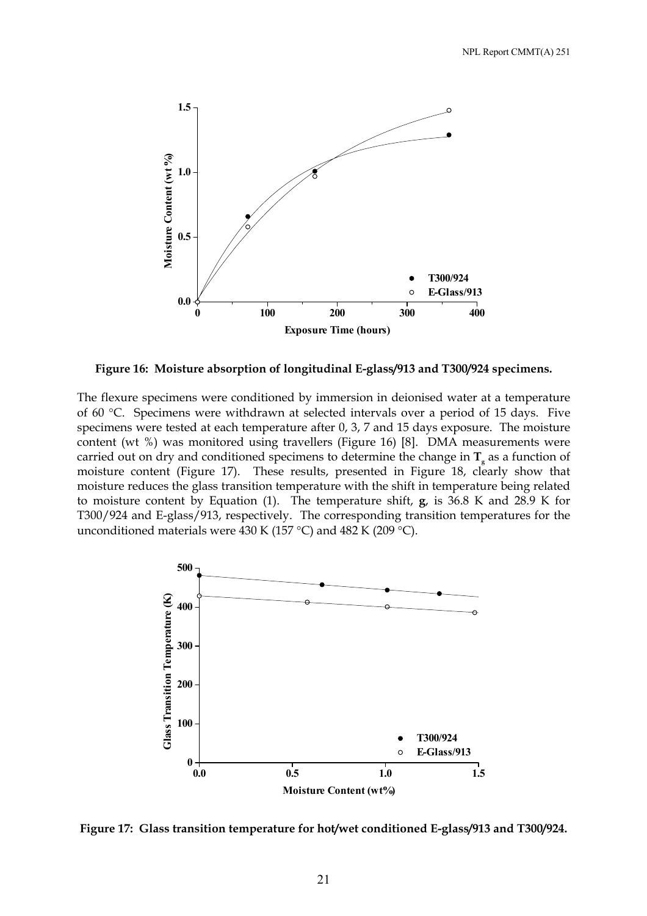Figure 16: Moisture absorption of longitudinal E-glass/913 and T300/924 specimens.

The flexure specimens were conditioned by immersion in deionised water at a temperature of 60 °C. Specimens were withdrawn at selected intervals over a period of 15 days. Five specimens were tested at each temperature after 0, 3, 7 and 15 days exposure. The moisture content (wt %) was monitored using travellers (Figure 16) [8]. DMA measurements were carried out on dry and conditioned specimens to determine the change in $\mathbf{T_g}$ as a function of moisture content (Figure 17). These results, presented in Figure 18, clearly show that moisture reduces the glass transition temperature with the shift in temperature being related to moisture content by Equation (1). The temperature shift, $\mathbf{g}$, is 36.8 K and 28.9 K for T300/924 and E-glass/913, respectively. The corresponding transition temperatures for the unconditioned materials were 430 K (157 °C) and 482 K (209 °C).

Figure 17: Glass transition temperature for hot/wet conditioned E-glass/913 and T300/924.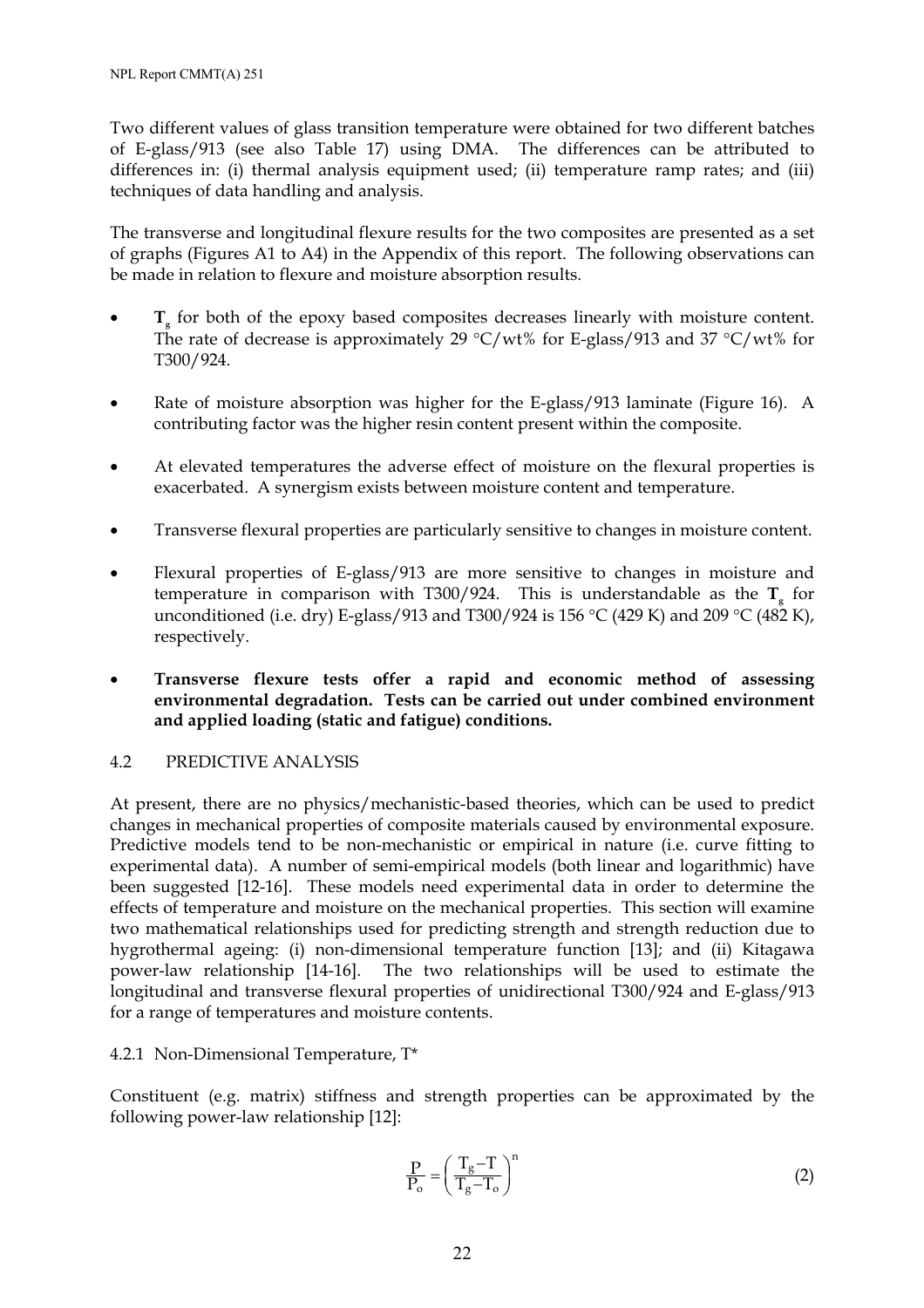Two different values of glass transition temperature were obtained for two different batches of E-glass/913 (see also Table 17) using DMA. The differences can be attributed to differences in: (i) thermal analysis equipment used; (ii) temperature ramp rates; and (iii) techniques of data handling and analysis.

The transverse and longitudinal flexure results for the two composites are presented as a set of graphs (Figures A1 to A4) in the Appendix of this report. The following observations can be made in relation to flexure and moisture absorption results.

- $\mathbf{T_g}$ for both of the epoxy based composites decreases linearly with moisture content. The rate of decrease is approximately 29 °C/wt% for E-glass/913 and 37 °C/wt% for T300/924.
- Rate of moisture absorption was higher for the E-glass/913 laminate (Figure 16). A contributing factor was the higher resin content present within the composite.
- At elevated temperatures the adverse effect of moisture on the flexural properties is exacerbated. A synergism exists between moisture content and temperature.
- Transverse flexural properties are particularly sensitive to changes in moisture content.
- Flexural properties of E-glass/913 are more sensitive to changes in moisture and temperature in comparison with T300/924. This is understandable as the $\mathbf{T_g}$ for unconditioned (i.e. dry) E-glass/913 and T300/924 is 156 °C (429 K) and 209 °C (482 K), respectively.
- **Transverse flexure tests offer a rapid and economic method of assessing environmental degradation. Tests can be carried out under combined environment and applied loading (static and fatigue) conditions.**

## 4.2 PREDICTIVE ANALYSIS

At present, there are no physics/mechanistic-based theories, which can be used to predict changes in mechanical properties of composite materials caused by environmental exposure. Predictive models tend to be non-mechanistic or empirical in nature (i.e. curve fitting to experimental data). A number of semi-empirical models (both linear and logarithmic) have been suggested [12-16]. These models need experimental data in order to determine the effects of temperature and moisture on the mechanical properties. This section will examine two mathematical relationships used for predicting strength and strength reduction due to hygrothermal ageing: (i) non-dimensional temperature function [13]; and (ii) Kitagawa power-law relationship [14-16]. The two relationships will be used to estimate the longitudinal and transverse flexural properties of unidirectional T300/924 and E-glass/913 for a range of temperatures and moisture contents.

### 4.2.1 Non-Dimensional Temperature, T*

Constituent (e.g. matrix) stiffness and strength properties can be approximated by the following power-law relationship [12]:

$$\frac{P}{P_o} = \left(\frac{T_g - T}{T_g - T_o}\right)^n \tag{2}$$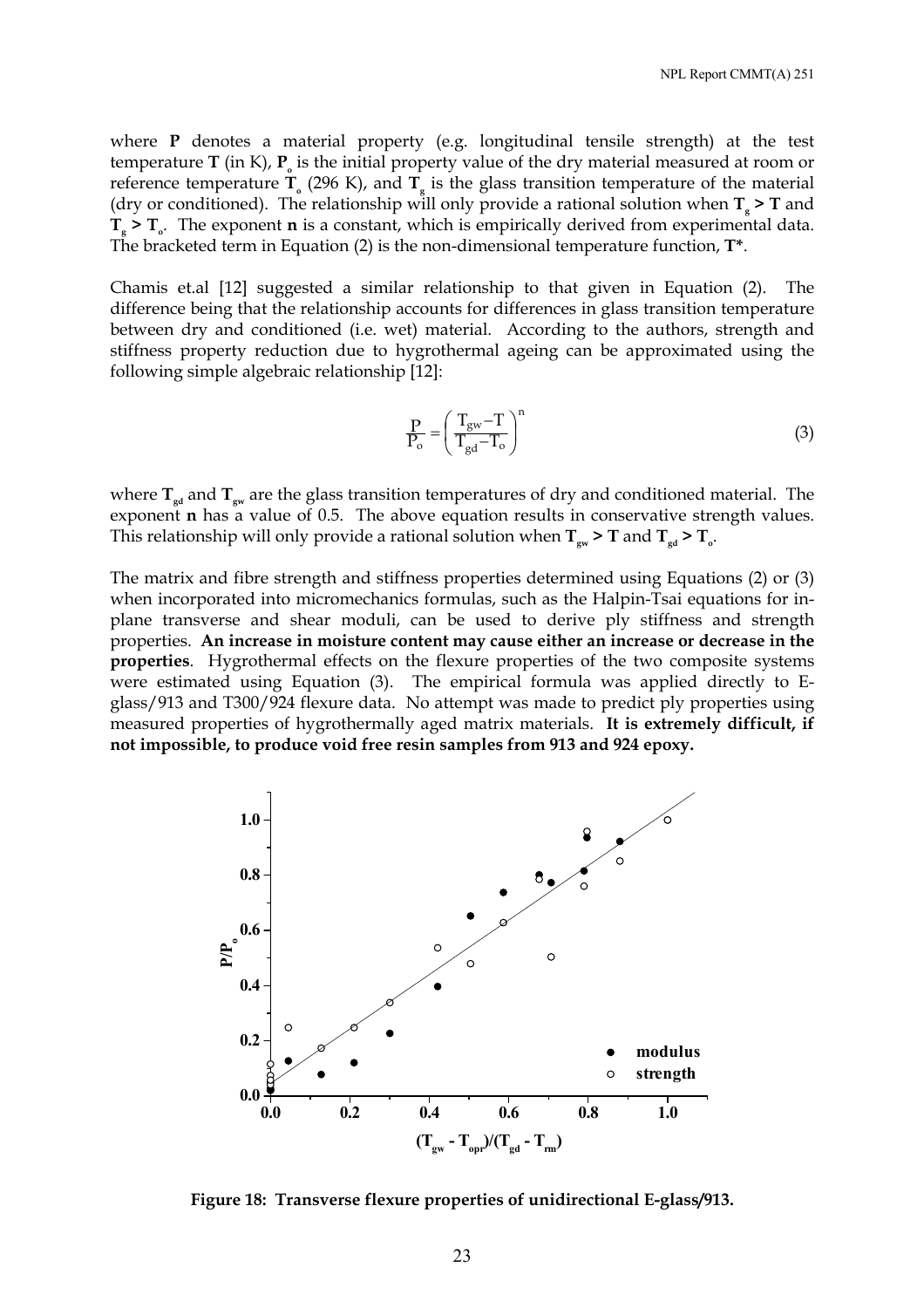where **P** denotes a material property (e.g. longitudinal tensile strength) at the test temperature **T** (in K), $\mathbf{P_o}$ is the initial property value of the dry material measured at room or reference temperature $\mathbf{T_o}$ (296 K), and $\mathbf{T_g}$ is the glass transition temperature of the material (dry or conditioned). The relationship will only provide a rational solution when $\mathbf{T_g > T}$ and $\mathbf{T_g > T_o}$. The exponent **n** is a constant, which is empirically derived from experimental data. The bracketed term in Equation (2) is the non-dimensional temperature function, **T***.

Chamis et.al [12] suggested a similar relationship to that given in Equation (2). The difference being that the relationship accounts for differences in glass transition temperature between dry and conditioned (i.e. wet) material. According to the authors, strength and stiffness property reduction due to hygrothermal ageing can be approximated using the following simple algebraic relationship [12]:

$$\frac{P}{P_o} = \left( \frac{T_{gw} - T}{T_{gd} - T_o} \right)^n \tag{3}$$

where $\mathbf{T_{gd}}$ and $\mathbf{T_{gw}}$ are the glass transition temperatures of dry and conditioned material. The exponent **n** has a value of 0.5. The above equation results in conservative strength values. This relationship will only provide a rational solution when $\mathbf{T_{gw} > T}$ and $\mathbf{T_{gd} > T_o}$.

The matrix and fibre strength and stiffness properties determined using Equations (2) or (3) when incorporated into micromechanics formulas, such as the Halpin-Tsai equations for in-plane transverse and shear moduli, can be used to derive ply stiffness and strength properties. **An increase in moisture content may cause either an increase or decrease in the properties**. Hygrothermal effects on the flexure properties of the two composite systems were estimated using Equation (3). The empirical formula was applied directly to E-glass/913 and T300/924 flexure data. No attempt was made to predict ply properties using measured properties of hygrothermally aged matrix materials. **It is extremely difficult, if not impossible, to produce void free resin samples from 913 and 924 epoxy.**

**Figure 18: Transverse flexure properties of unidirectional E-glass/913.**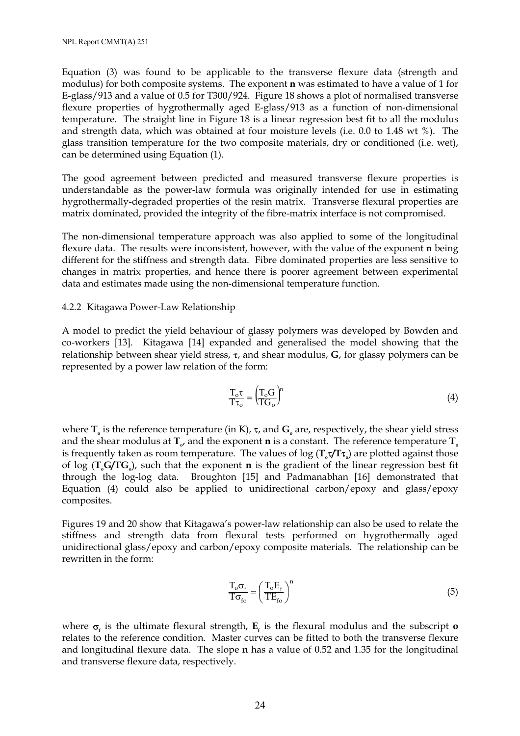Equation (3) was found to be applicable to the transverse flexure data (strength and modulus) for both composite systems. The exponent **n** was estimated to have a value of 1 for E-glass/913 and a value of 0.5 for T300/924. Figure 18 shows a plot of normalised transverse flexure properties of hygrothermally aged E-glass/913 as a function of non-dimensional temperature. The straight line in Figure 18 is a linear regression best fit to all the modulus and strength data, which was obtained at four moisture levels (i.e. 0.0 to 1.48 wt %). The glass transition temperature for the two composite materials, dry or conditioned (i.e. wet), can be determined using Equation (1).

The good agreement between predicted and measured transverse flexure properties is understandable as the power-law formula was originally intended for use in estimating hygrothermally-degraded properties of the resin matrix. Transverse flexural properties are matrix dominated, provided the integrity of the fibre-matrix interface is not compromised.

The non-dimensional temperature approach was also applied to some of the longitudinal flexure data. The results were inconsistent, however, with the value of the exponent **n** being different for the stiffness and strength data. Fibre dominated properties are less sensitive to changes in matrix properties, and hence there is poorer agreement between experimental data and estimates made using the non-dimensional temperature function.

### 4.2.2 Kitagawa Power-Law Relationship

A model to predict the yield behaviour of glassy polymers was developed by Bowden and co-workers [13]. Kitagawa [14] expanded and generalised the model showing that the relationship between shear yield stress, $\tau$, and shear modulus, $\mathbf{G}$, for glassy polymers can be represented by a power law relation of the form:

$$\frac{T_o \tau}{T \tau_o} = \left( \frac{T_o G}{T G_o} \right)^n \tag{4}$$

where $\mathbf{T_o}$ is the reference temperature (in K), $\tau$, and $\mathbf{G_o}$ are, respectively, the shear yield stress and the shear modulus at $\mathbf{T_o}$, and the exponent **n** is a constant. The reference temperature $\mathbf{T_o}$ is frequently taken as room temperature. The values of log ($\mathbf{T_o \tau / T \tau_o}$) are plotted against those of log ($\mathbf{T_o G / T G_o}$), such that the exponent **n** is the gradient of the linear regression best fit through the log-log data. Broughton [15] and Padmanabhan [16] demonstrated that Equation (4) could also be applied to unidirectional carbon/epoxy and glass/epoxy composites.

Figures 19 and 20 show that Kitagawa's power-law relationship can also be used to relate the stiffness and strength data from flexural tests performed on hygrothermally aged unidirectional glass/epoxy and carbon/epoxy composite materials. The relationship can be rewritten in the form:

$$\frac{T_o \sigma_f}{T \sigma_{fo}} = \left( \frac{T_o E_f}{T E_{fo}} \right)^n \tag{5}$$

where $\sigma_f$ is the ultimate flexural strength, $\mathbf{E_f}$ is the flexural modulus and the subscript **o** relates to the reference condition. Master curves can be fitted to both the transverse flexure and longitudinal flexure data. The slope **n** has a value of 0.52 and 1.35 for the longitudinal and transverse flexure data, respectively.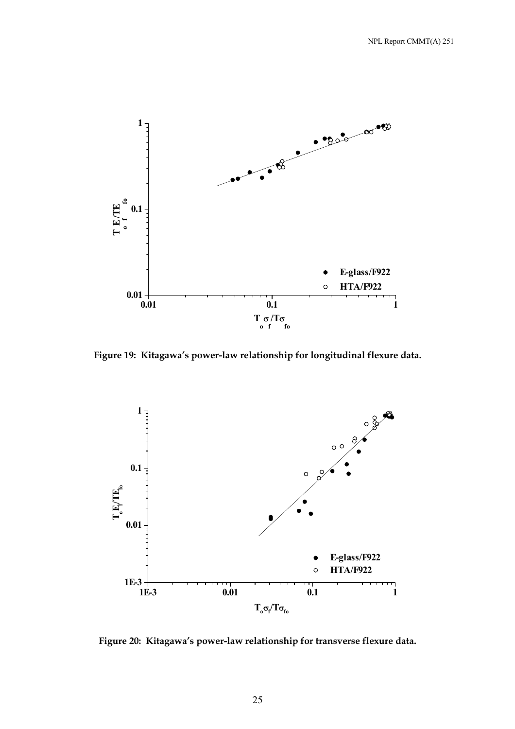Figure 19: Kitagawa's power-law relationship for longitudinal flexure data.

Figure 20: Kitagawa's power-law relationship for transverse flexure data.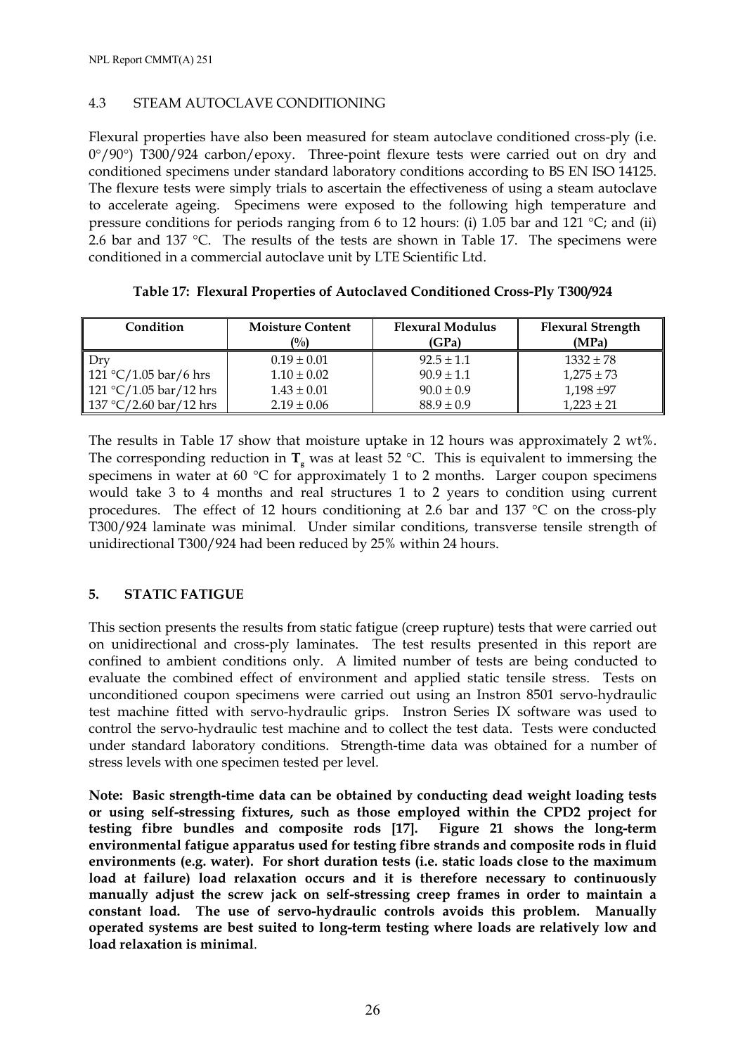## 4.3 STEAM AUTOCLAVE CONDITIONING

Flexural properties have also been measured for steam autoclave conditioned cross-ply (i.e. 0°/90°) T300/924 carbon/epoxy. Three-point flexure tests were carried out on dry and conditioned specimens under standard laboratory conditions according to BS EN ISO 14125. The flexure tests were simply trials to ascertain the effectiveness of using a steam autoclave to accelerate ageing. Specimens were exposed to the following high temperature and pressure conditions for periods ranging from 6 to 12 hours: (i) 1.05 bar and 121 °C; and (ii) 2.6 bar and 137 °C. The results of the tests are shown in Table 17. The specimens were conditioned in a commercial autoclave unit by LTE Scientific Ltd.

**Table 17: Flexural Properties of Autoclaved Conditioned Cross-Ply T300/924**

| Condition | Moisture Content (%) | Flexural Modulus (GPa) | Flexural Strength (MPa) |
|---|---|---|---|
| Dry | 0.19 ± 0.01 | 92.5 ± 1.1 | 1332 ± 78 |
| 121 °C/1.05 bar/6 hrs | 1.10 ± 0.02 | 90.9 ± 1.1 | 1,275 ± 73 |
| 121 °C/1.05 bar/12 hrs | 1.43 ± 0.01 | 90.0 ± 0.9 | 1,198 ±97 |
| 137 °C/2.60 bar/12 hrs | 2.19 ± 0.06 | 88.9 ± 0.9 | 1,223 ± 21 |

The results in Table 17 show that moisture uptake in 12 hours was approximately 2 wt%. The corresponding reduction in $\mathbf{T_g}$ was at least 52 °C. This is equivalent to immersing the specimens in water at 60 °C for approximately 1 to 2 months. Larger coupon specimens would take 3 to 4 months and real structures 1 to 2 years to condition using current procedures. The effect of 12 hours conditioning at 2.6 bar and 137 °C on the cross-ply T300/924 laminate was minimal. Under similar conditions, transverse tensile strength of unidirectional T300/924 had been reduced by 25% within 24 hours.

## 5. STATIC FATIGUE

This section presents the results from static fatigue (creep rupture) tests that were carried out on unidirectional and cross-ply laminates. The test results presented in this report are confined to ambient conditions only. A limited number of tests are being conducted to evaluate the combined effect of environment and applied static tensile stress. Tests on unconditioned coupon specimens were carried out using an Instron 8501 servo-hydraulic test machine fitted with servo-hydraulic grips. Instron Series IX software was used to control the servo-hydraulic test machine and to collect the test data. Tests were conducted under standard laboratory conditions. Strength-time data was obtained for a number of stress levels with one specimen tested per level.

**Note: Basic strength-time data can be obtained by conducting dead weight loading tests or using self-stressing fixtures, such as those employed within the CPD2 project for testing fibre bundles and composite rods [17]. Figure 21 shows the long-term environmental fatigue apparatus used for testing fibre strands and composite rods in fluid environments (e.g. water). For short duration tests (i.e. static loads close to the maximum load at failure) load relaxation occurs and it is therefore necessary to continuously manually adjust the screw jack on self-stressing creep frames in order to maintain a constant load. The use of servo-hydraulic controls avoids this problem. Manually operated systems are best suited to long-term testing where loads are relatively low and load relaxation is minimal**.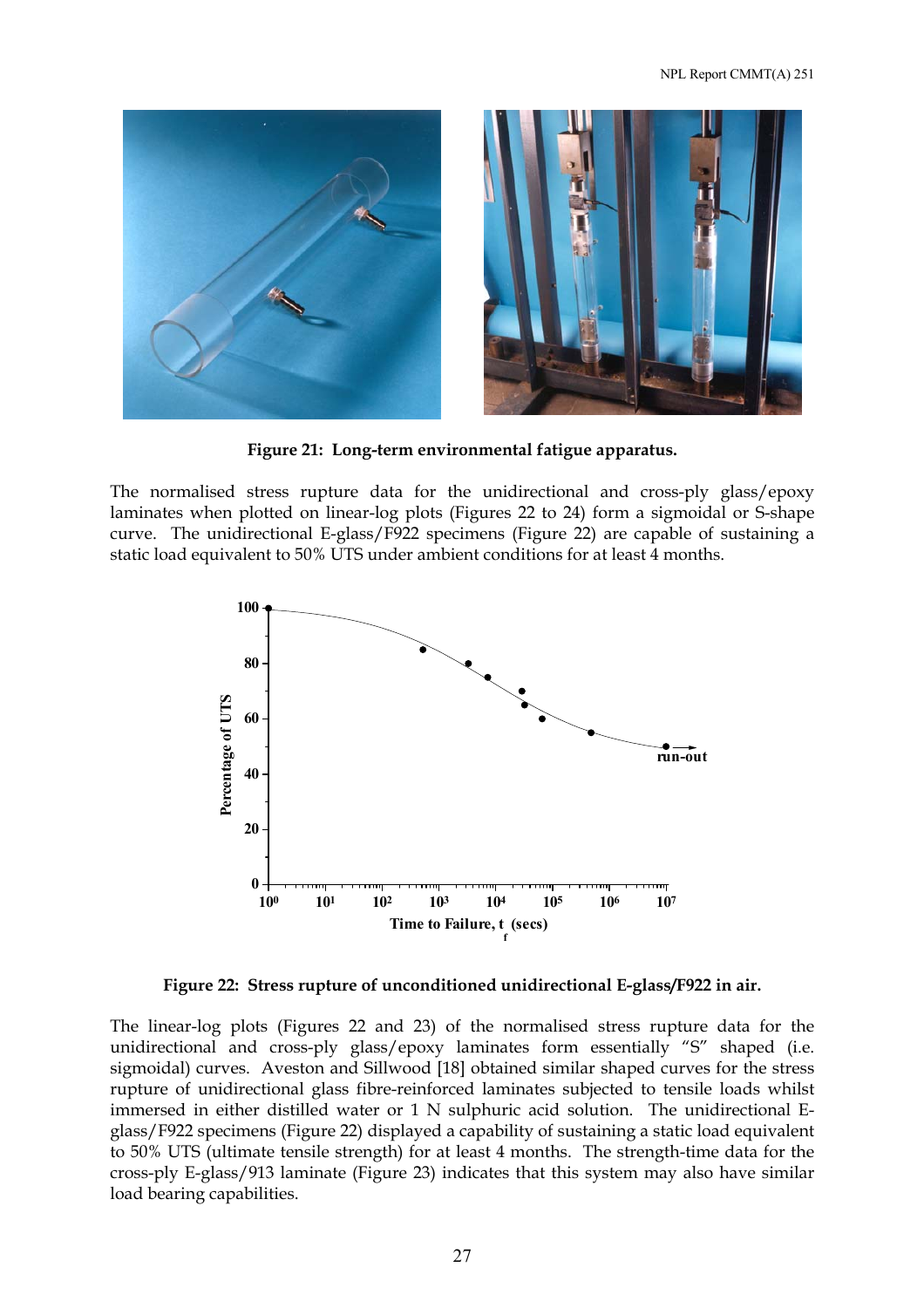**Figure 21: Long-term environmental fatigue apparatus.**

The normalised stress rupture data for the unidirectional and cross-ply glass/epoxy laminates when plotted on linear-log plots (Figures 22 to 24) form a sigmoidal or S-shape curve. The unidirectional E-glass/F922 specimens (Figure 22) are capable of sustaining a static load equivalent to 50% UTS under ambient conditions for at least 4 months.

**Figure 22: Stress rupture of unconditioned unidirectional E-glass/F922 in air.**

The linear-log plots (Figures 22 and 23) of the normalised stress rupture data for the unidirectional and cross-ply glass/epoxy laminates form essentially "S" shaped (i.e. sigmoidal) curves. Aveston and Sillwood [18] obtained similar shaped curves for the stress rupture of unidirectional glass fibre-reinforced laminates subjected to tensile loads whilst immersed in either distilled water or 1 N sulphuric acid solution. The unidirectional E-glass/F922 specimens (Figure 22) displayed a capability of sustaining a static load equivalent to 50% UTS (ultimate tensile strength) for at least 4 months. The strength-time data for the cross-ply E-glass/913 laminate (Figure 23) indicates that this system may also have similar load bearing capabilities.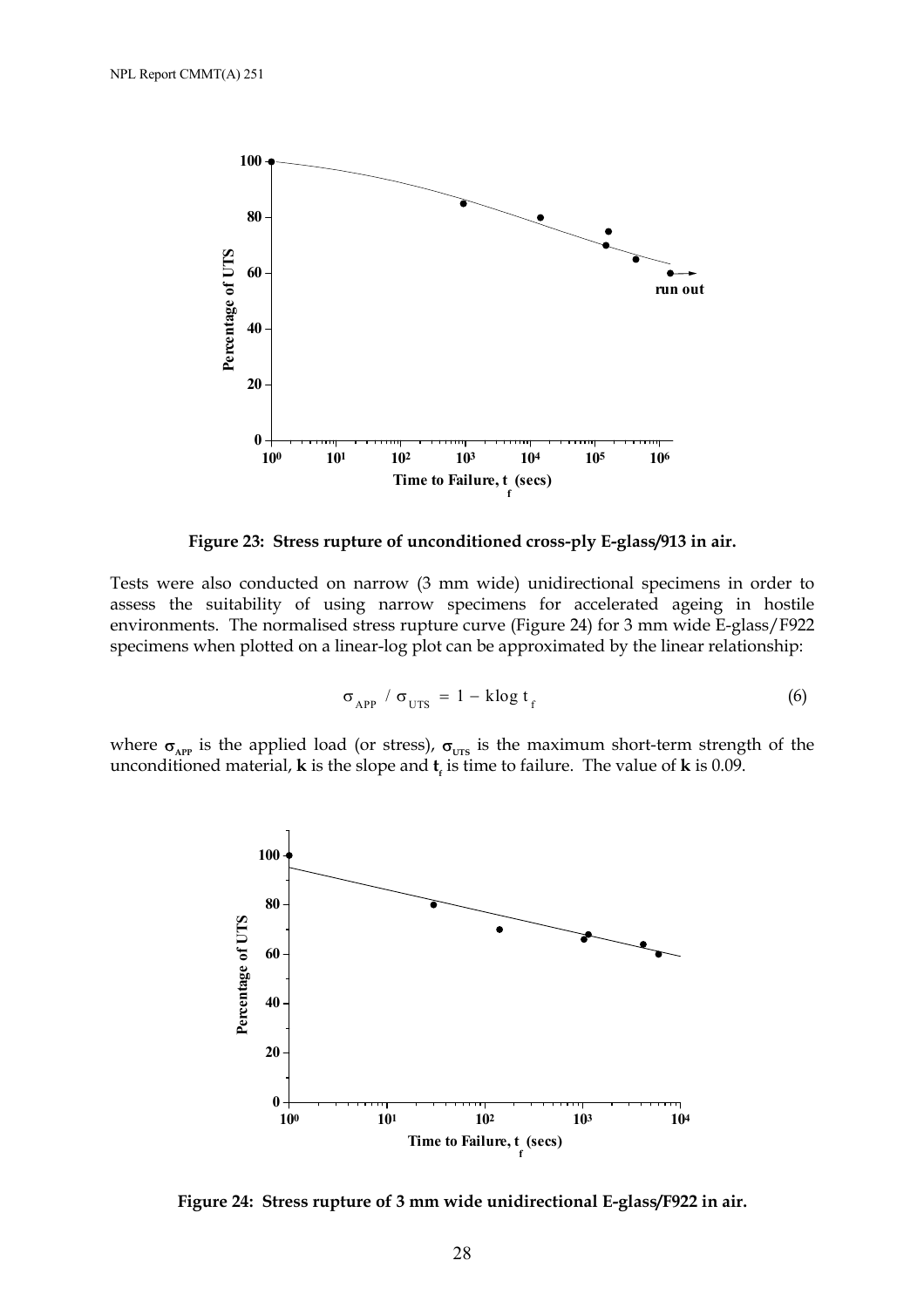Figure 23: Stress rupture of unconditioned cross-ply E-glass/913 in air.

Tests were also conducted on narrow (3 mm wide) unidirectional specimens in order to assess the suitability of using narrow specimens for accelerated ageing in hostile environments. The normalised stress rupture curve (Figure 24) for 3 mm wide E-glass/F922 specimens when plotted on a linear-log plot can be approximated by the linear relationship:

$$\sigma_{APP} / \sigma_{UTS} = 1 - k \log t_f \tag{6}$$

where $\sigma_{APP}$ is the applied load (or stress), $\sigma_{UTS}$ is the maximum short-term strength of the unconditioned material, **k** is the slope and $t_f$ is time to failure. The value of **k** is 0.09.

Figure 24: Stress rupture of 3 mm wide unidirectional E-glass/F922 in air.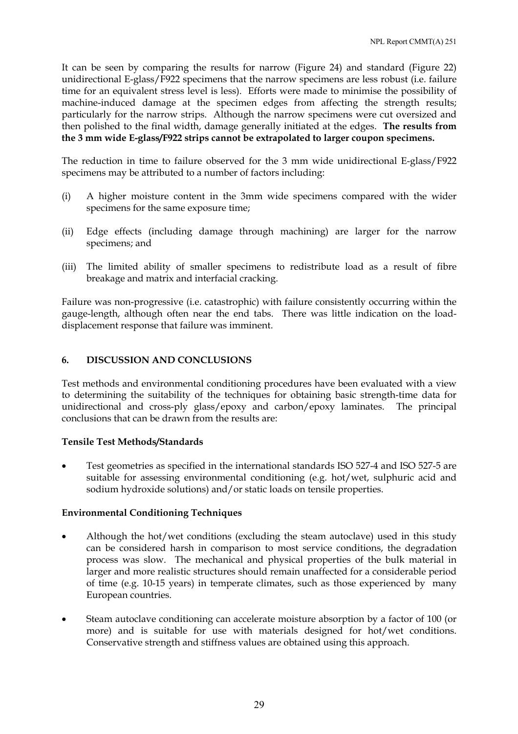It can be seen by comparing the results for narrow (Figure 24) and standard (Figure 22) unidirectional E-glass/F922 specimens that the narrow specimens are less robust (i.e. failure time for an equivalent stress level is less). Efforts were made to minimise the possibility of machine-induced damage at the specimen edges from affecting the strength results; particularly for the narrow strips. Although the narrow specimens were cut oversized and then polished to the final width, damage generally initiated at the edges. **The results from the 3 mm wide E-glass/F922 strips cannot be extrapolated to larger coupon specimens.**

The reduction in time to failure observed for the 3 mm wide unidirectional E-glass/F922 specimens may be attributed to a number of factors including:

(i) A higher moisture content in the 3mm wide specimens compared with the wider specimens for the same exposure time;

(ii) Edge effects (including damage through machining) are larger for the narrow specimens; and

(iii) The limited ability of smaller specimens to redistribute load as a result of fibre breakage and matrix and interfacial cracking.

Failure was non-progressive (i.e. catastrophic) with failure consistently occurring within the gauge-length, although often near the end tabs. There was little indication on the load-displacement response that failure was imminent.

## 6. DISCUSSION AND CONCLUSIONS

Test methods and environmental conditioning procedures have been evaluated with a view to determining the suitability of the techniques for obtaining basic strength-time data for unidirectional and cross-ply glass/epoxy and carbon/epoxy laminates. The principal conclusions that can be drawn from the results are:

### Tensile Test Methods/Standards

- Test geometries as specified in the international standards ISO 527-4 and ISO 527-5 are suitable for assessing environmental conditioning (e.g. hot/wet, sulphuric acid and sodium hydroxide solutions) and/or static loads on tensile properties.

### Environmental Conditioning Techniques

- Although the hot/wet conditions (excluding the steam autoclave) used in this study can be considered harsh in comparison to most service conditions, the degradation process was slow. The mechanical and physical properties of the bulk material in larger and more realistic structures should remain unaffected for a considerable period of time (e.g. 10-15 years) in temperate climates, such as those experienced by many European countries.

- Steam autoclave conditioning can accelerate moisture absorption by a factor of 100 (or more) and is suitable for use with materials designed for hot/wet conditions. Conservative strength and stiffness values are obtained using this approach.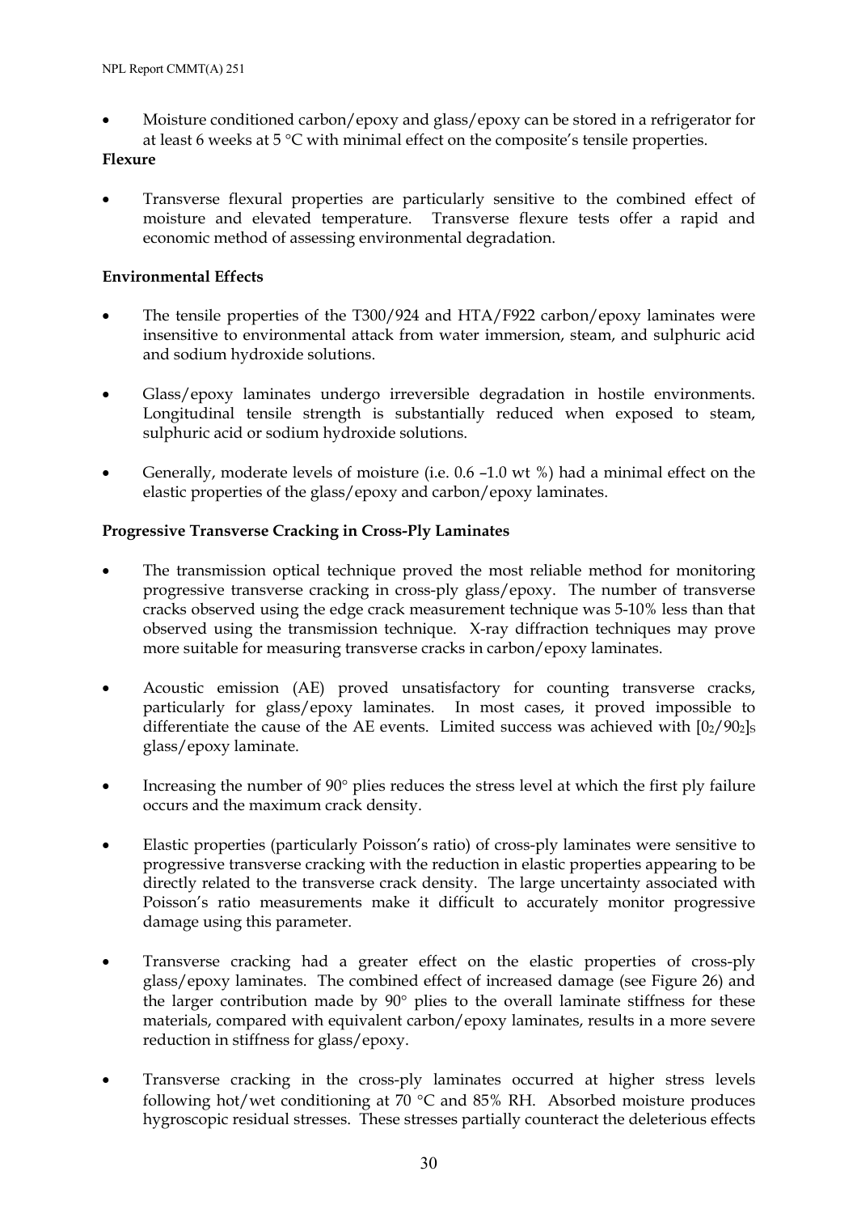- Moisture conditioned carbon/epoxy and glass/epoxy can be stored in a refrigerator for at least 6 weeks at 5 °C with minimal effect on the composite's tensile properties.

**Flexure**

- Transverse flexural properties are particularly sensitive to the combined effect of moisture and elevated temperature. Transverse flexure tests offer a rapid and economic method of assessing environmental degradation.

**Environmental Effects**

- The tensile properties of the T300/924 and HTA/F922 carbon/epoxy laminates were insensitive to environmental attack from water immersion, steam, and sulphuric acid and sodium hydroxide solutions.

- Glass/epoxy laminates undergo irreversible degradation in hostile environments. Longitudinal tensile strength is substantially reduced when exposed to steam, sulphuric acid or sodium hydroxide solutions.

- Generally, moderate levels of moisture (i.e. 0.6 –1.0 wt %) had a minimal effect on the elastic properties of the glass/epoxy and carbon/epoxy laminates.

**Progressive Transverse Cracking in Cross-Ply Laminates**

- The transmission optical technique proved the most reliable method for monitoring progressive transverse cracking in cross-ply glass/epoxy. The number of transverse cracks observed using the edge crack measurement technique was 5-10% less than that observed using the transmission technique. X-ray diffraction techniques may prove more suitable for measuring transverse cracks in carbon/epoxy laminates.

- Acoustic emission (AE) proved unsatisfactory for counting transverse cracks, particularly for glass/epoxy laminates. In most cases, it proved impossible to differentiate the cause of the AE events. Limited success was achieved with $[0_2/90_2]_S$ glass/epoxy laminate.

- Increasing the number of 90° plies reduces the stress level at which the first ply failure occurs and the maximum crack density.

- Elastic properties (particularly Poisson's ratio) of cross-ply laminates were sensitive to progressive transverse cracking with the reduction in elastic properties appearing to be directly related to the transverse crack density. The large uncertainty associated with Poisson's ratio measurements make it difficult to accurately monitor progressive damage using this parameter.

- Transverse cracking had a greater effect on the elastic properties of cross-ply glass/epoxy laminates. The combined effect of increased damage (see Figure 26) and the larger contribution made by 90° plies to the overall laminate stiffness for these materials, compared with equivalent carbon/epoxy laminates, results in a more severe reduction in stiffness for glass/epoxy.

- Transverse cracking in the cross-ply laminates occurred at higher stress levels following hot/wet conditioning at 70 °C and 85% RH. Absorbed moisture produces hygroscopic residual stresses. These stresses partially counteract the deleterious effects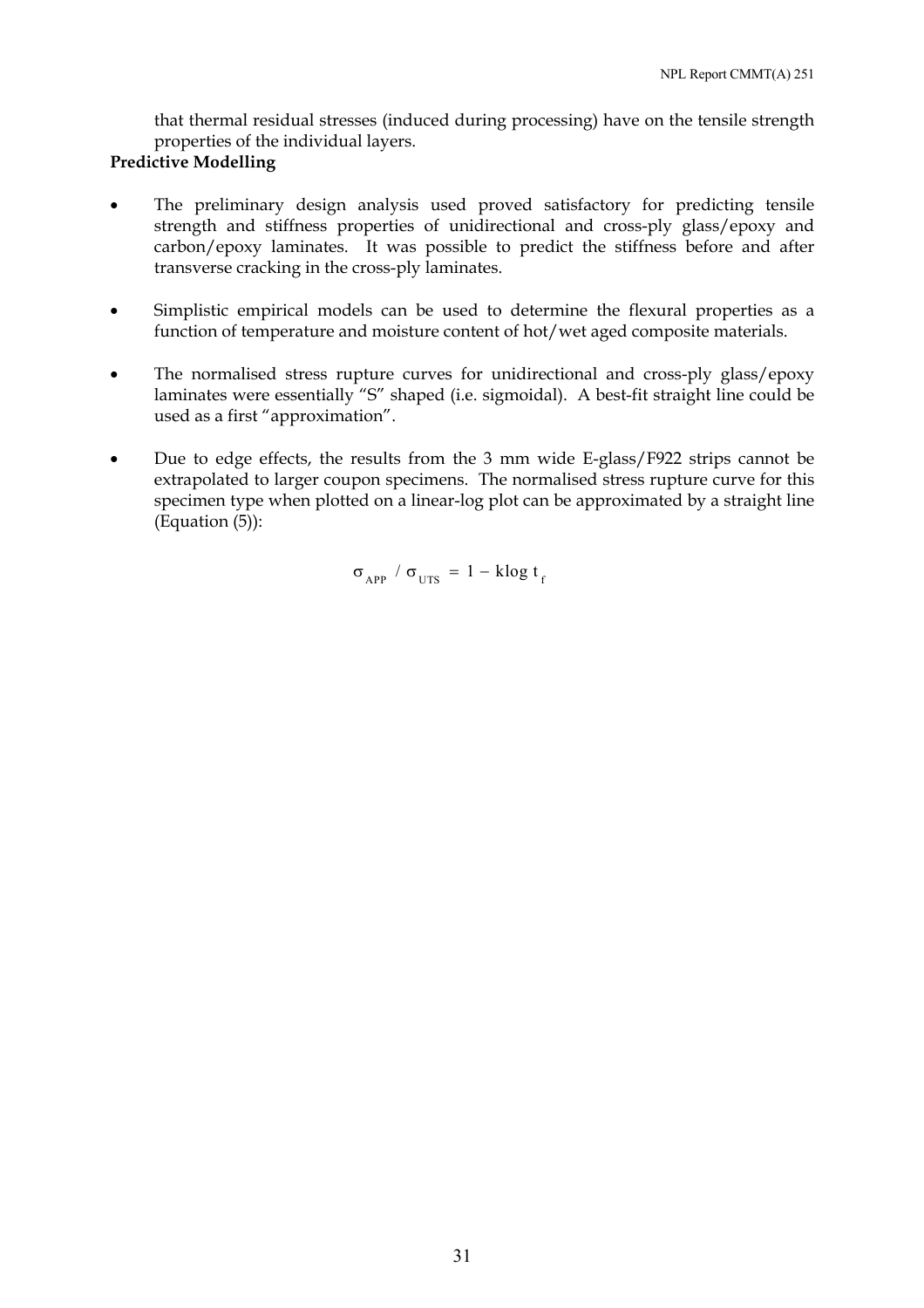that thermal residual stresses (induced during processing) have on the tensile strength properties of the individual layers.

**Predictive Modelling**

- The preliminary design analysis used proved satisfactory for predicting tensile strength and stiffness properties of unidirectional and cross-ply glass/epoxy and carbon/epoxy laminates. It was possible to predict the stiffness before and after transverse cracking in the cross-ply laminates.

- Simplistic empirical models can be used to determine the flexural properties as a function of temperature and moisture content of hot/wet aged composite materials.

- The normalised stress rupture curves for unidirectional and cross-ply glass/epoxy laminates were essentially "S" shaped (i.e. sigmoidal). A best-fit straight line could be used as a first "approximation".

- Due to edge effects, the results from the 3 mm wide E-glass/F922 strips cannot be extrapolated to larger coupon specimens. The normalised stress rupture curve for this specimen type when plotted on a linear-log plot can be approximated by a straight line (Equation (5)):

$$\sigma_{APP} / \sigma_{UTS} = 1 - k\log t_f$$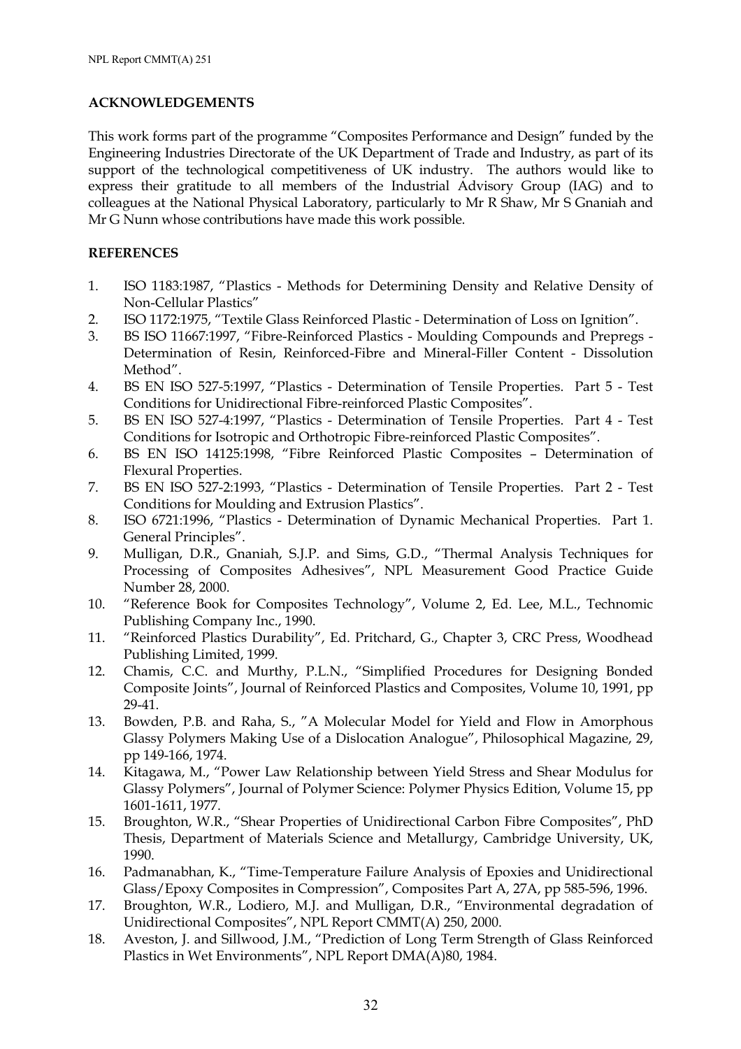## ACKNOWLEDGEMENTS

This work forms part of the programme "Composites Performance and Design" funded by the Engineering Industries Directorate of the UK Department of Trade and Industry, as part of its support of the technological competitiveness of UK industry. The authors would like to express their gratitude to all members of the Industrial Advisory Group (IAG) and to colleagues at the National Physical Laboratory, particularly to Mr R Shaw, Mr S Gnaniah and Mr G Nunn whose contributions have made this work possible.

## REFERENCES

1. ISO 1183:1987, "Plastics - Methods for Determining Density and Relative Density of Non-Cellular Plastics"
2. ISO 1172:1975, "Textile Glass Reinforced Plastic - Determination of Loss on Ignition".
3. BS ISO 11667:1997, "Fibre-Reinforced Plastics - Moulding Compounds and Prepregs - Determination of Resin, Reinforced-Fibre and Mineral-Filler Content - Dissolution Method".
4. BS EN ISO 527-5:1997, "Plastics - Determination of Tensile Properties. Part 5 - Test Conditions for Unidirectional Fibre-reinforced Plastic Composites".
5. BS EN ISO 527-4:1997, "Plastics - Determination of Tensile Properties. Part 4 - Test Conditions for Isotropic and Orthotropic Fibre-reinforced Plastic Composites".
6. BS EN ISO 14125:1998, "Fibre Reinforced Plastic Composites – Determination of Flexural Properties.
7. BS EN ISO 527-2:1993, "Plastics - Determination of Tensile Properties. Part 2 - Test Conditions for Moulding and Extrusion Plastics".
8. ISO 6721:1996, "Plastics - Determination of Dynamic Mechanical Properties. Part 1. General Principles".
9. Mulligan, D.R., Gnaniah, S.J.P. and Sims, G.D., "Thermal Analysis Techniques for Processing of Composites Adhesives", NPL Measurement Good Practice Guide Number 28, 2000.
10. "Reference Book for Composites Technology", Volume 2, Ed. Lee, M.L., Technomic Publishing Company Inc., 1990.
11. "Reinforced Plastics Durability", Ed. Pritchard, G., Chapter 3, CRC Press, Woodhead Publishing Limited, 1999.
12. Chamis, C.C. and Murthy, P.L.N., "Simplified Procedures for Designing Bonded Composite Joints", Journal of Reinforced Plastics and Composites, Volume 10, 1991, pp 29-41.
13. Bowden, P.B. and Raha, S., "A Molecular Model for Yield and Flow in Amorphous Glassy Polymers Making Use of a Dislocation Analogue", Philosophical Magazine, 29, pp 149-166, 1974.
14. Kitagawa, M., "Power Law Relationship between Yield Stress and Shear Modulus for Glassy Polymers", Journal of Polymer Science: Polymer Physics Edition, Volume 15, pp 1601-1611, 1977.
15. Broughton, W.R., "Shear Properties of Unidirectional Carbon Fibre Composites", PhD Thesis, Department of Materials Science and Metallurgy, Cambridge University, UK, 1990.
16. Padmanabhan, K., "Time-Temperature Failure Analysis of Epoxies and Unidirectional Glass/Epoxy Composites in Compression", Composites Part A, 27A, pp 585-596, 1996.
17. Broughton, W.R., Lodiero, M.J. and Mulligan, D.R., "Environmental degradation of Unidirectional Composites", NPL Report CMMT(A) 250, 2000.
18. Aveston, J. and Sillwood, J.M., "Prediction of Long Term Strength of Glass Reinforced Plastics in Wet Environments", NPL Report DMA(A)80, 1984.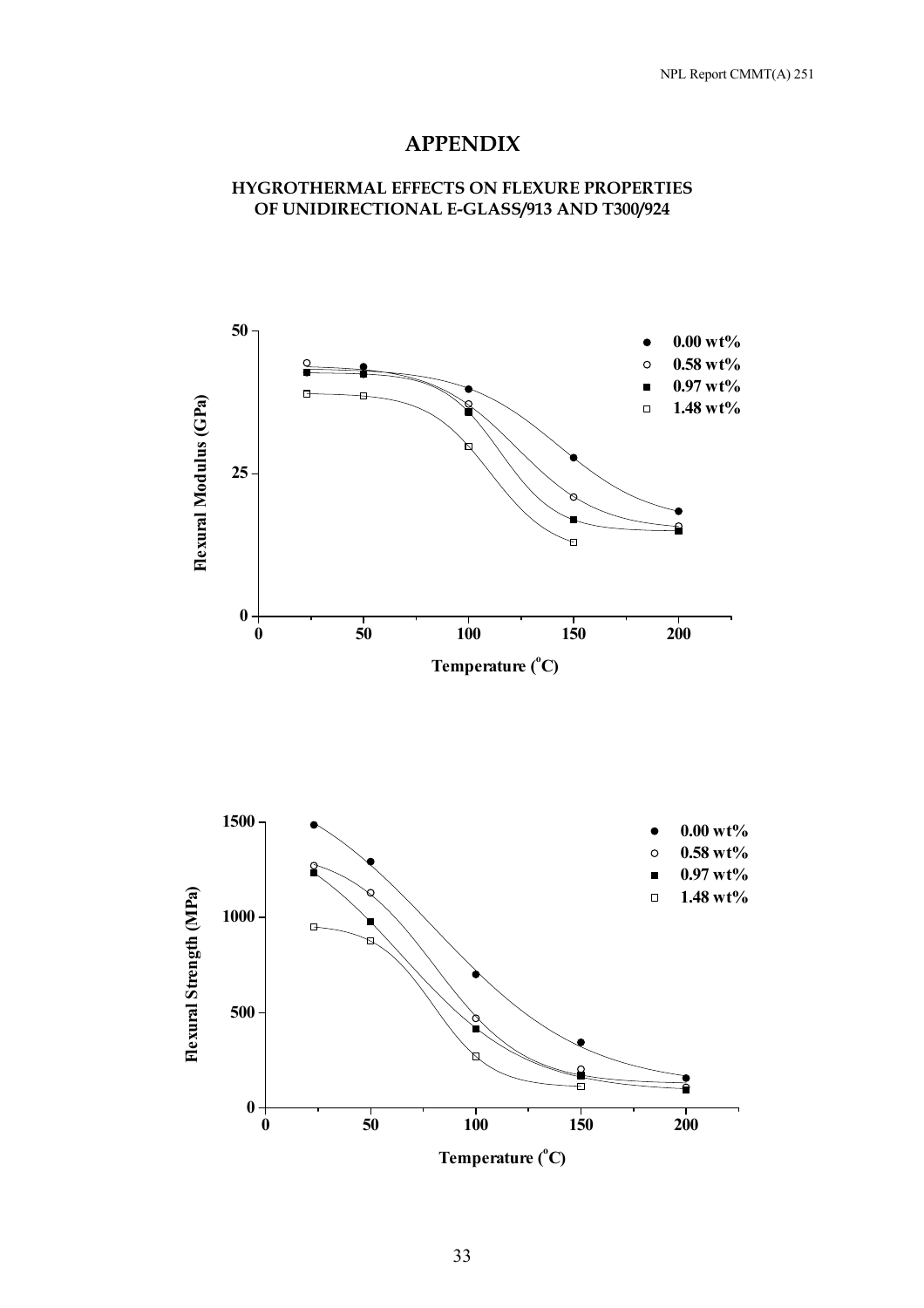# APPENDIX

## HYGROTHERMAL EFFECTS ON FLEXURE PROPERTIES OF UNIDIRECTIONAL E-GLASS/913 AND T300/924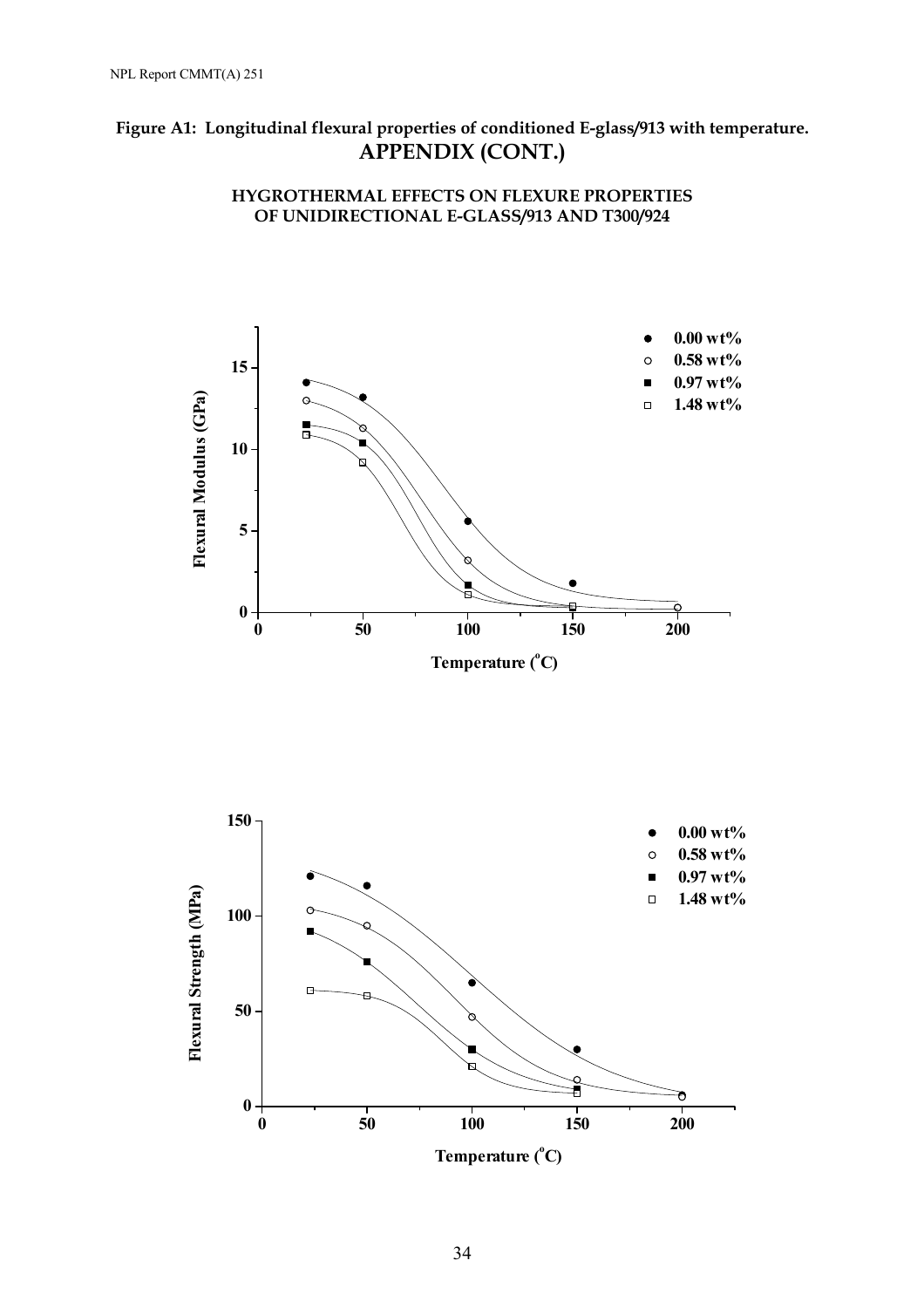**Figure A1: Longitudinal flexural properties of conditioned E-glass/913 with temperature.**

## APPENDIX (CONT.)

### HYGROTHERMAL EFFECTS ON FLEXURE PROPERTIES OF UNIDIRECTIONAL E-GLASS/913 AND T300/924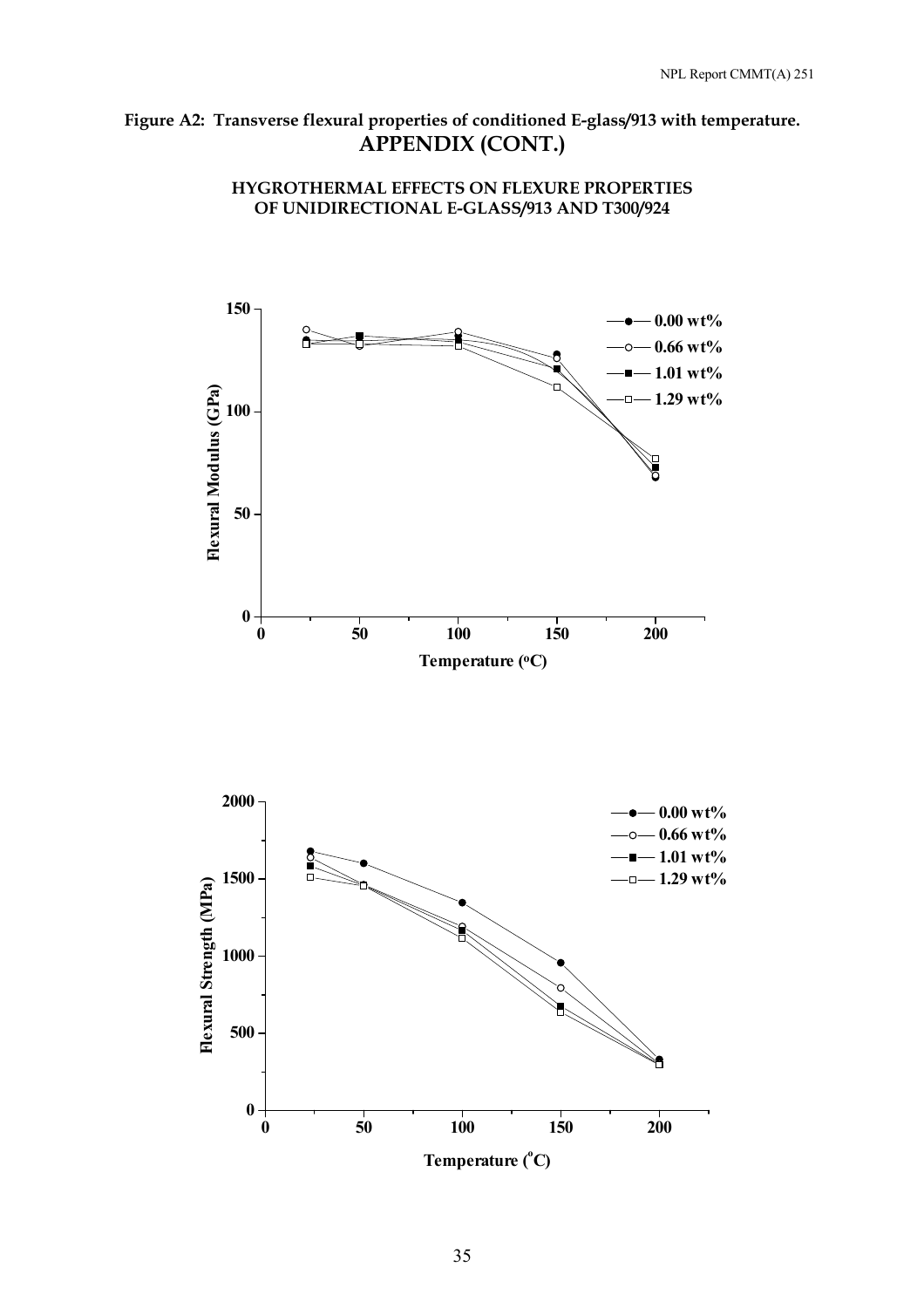**Figure A2: Transverse flexural properties of conditioned E-glass/913 with temperature.**

## APPENDIX (CONT.)

### HYGROTHERMAL EFFECTS ON FLEXURE PROPERTIES OF UNIDIRECTIONAL E-GLASS/913 AND T300/924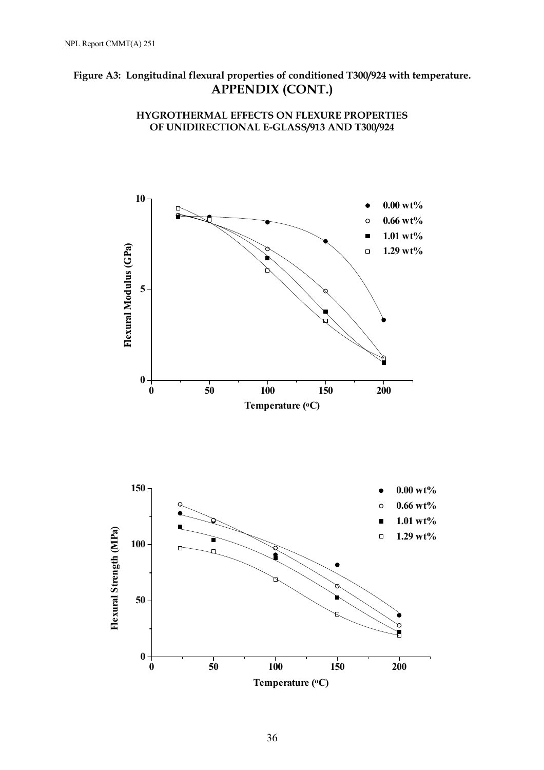**Figure A3: Longitudinal flexural properties of conditioned T300/924 with temperature.**

## APPENDIX (CONT.)

### HYGROTHERMAL EFFECTS ON FLEXURE PROPERTIES OF UNIDIRECTIONAL E-GLASS/913 AND T300/924

Flexural Modulus (GPa)

10

5

0

0 50 100 150 200

Temperature (°C)

0.00 wt%
0.66 wt%
1.01 wt%
1.29 wt%

Flexural Strength (MPa)

150

100

50

0

0 50 100 150 200

Temperature (°C)

0.00 wt%
0.66 wt%
1.01 wt%
1.29 wt%